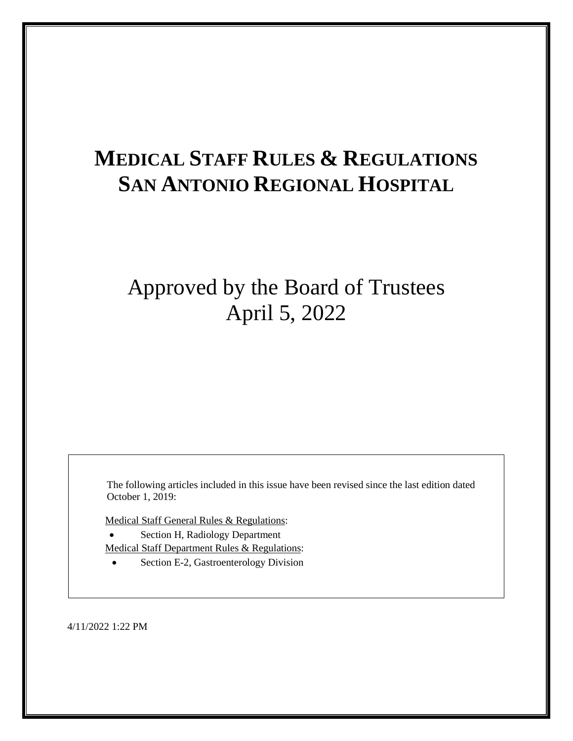# MEDICAL STAFF RULES & REGULATIONS SAN ANTONIO REGIONAL HOSPITAL

Approved by the Board of Trustees
April 5, 2022

The following articles included in this issue have been revised since the last edition dated October 1, 2019:

Medical Staff General Rules & Regulations:

- Section H, Radiology Department

Medical Staff Department Rules & Regulations:

- Section E-2, Gastroenterology Division

4/11/2022 1:22 PM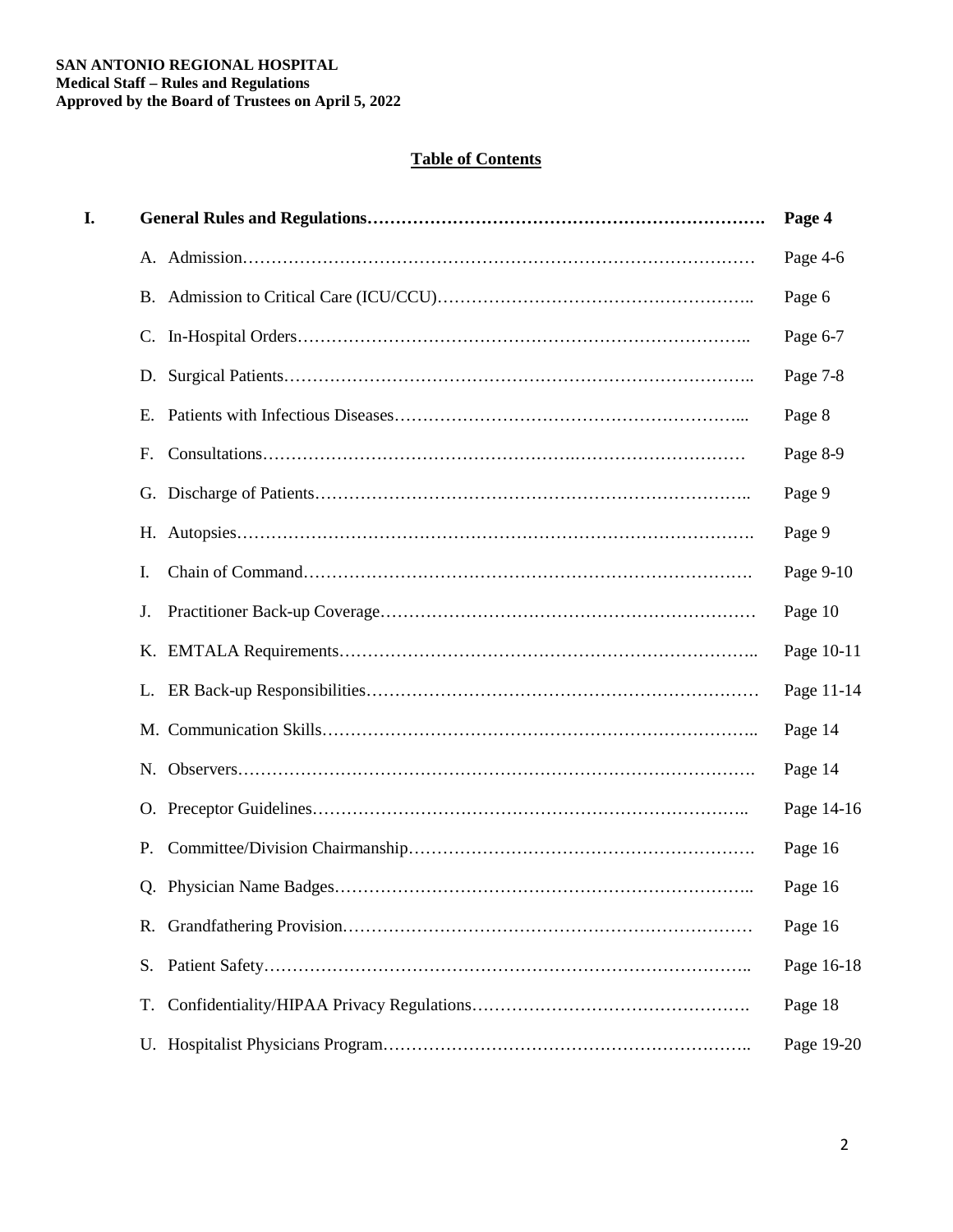**SAN ANTONIO REGIONAL HOSPITAL**
**Medical Staff – Rules and Regulations**
**Approved by the Board of Trustees on April 5, 2022**

## Table of Contents

| | | |
|---|---|---|
| **I.** | **General Rules and Regulations** | **Page 4** |
| | A. Admission | Page 4-6 |
| | B. Admission to Critical Care (ICU/CCU) | Page 6 |
| | C. In-Hospital Orders | Page 6-7 |
| | D. Surgical Patients | Page 7-8 |
| | E. Patients with Infectious Diseases | Page 8 |
| | F. Consultations | Page 8-9 |
| | G. Discharge of Patients | Page 9 |
| | H. Autopsies | Page 9 |
| | I. Chain of Command | Page 9-10 |
| | J. Practitioner Back-up Coverage | Page 10 |
| | K. EMTALA Requirements | Page 10-11 |
| | L. ER Back-up Responsibilities | Page 11-14 |
| | M. Communication Skills | Page 14 |
| | N. Observers | Page 14 |
| | O. Preceptor Guidelines | Page 14-16 |
| | P. Committee/Division Chairmanship | Page 16 |
| | Q. Physician Name Badges | Page 16 |
| | R. Grandfathering Provision | Page 16 |
| | S. Patient Safety | Page 16-18 |
| | T. Confidentiality/HIPAA Privacy Regulations | Page 18 |
| | U. Hospitalist Physicians Program | Page 19-20 |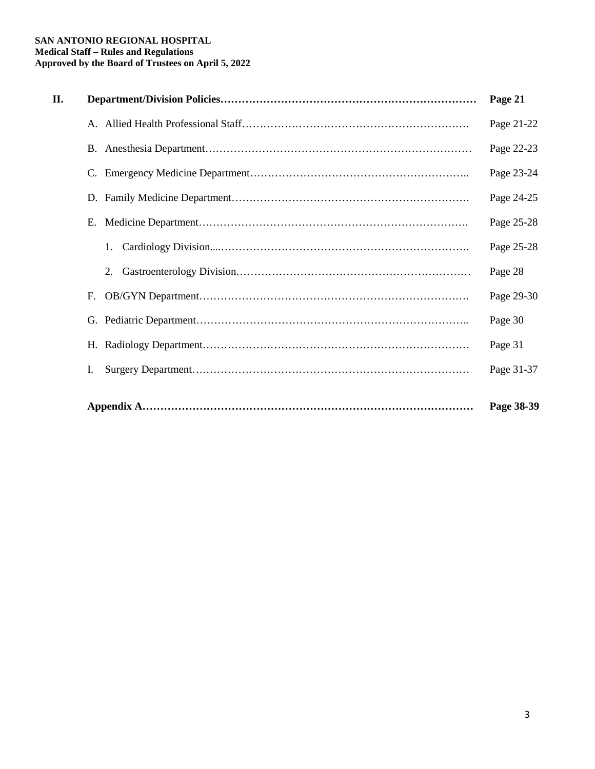| | | |
|---|---|---|
| **II.** | **Department/Division Policies** | **Page 21** |
| | A. Allied Health Professional Staff | Page 21-22 |
| | B. Anesthesia Department | Page 22-23 |
| | C. Emergency Medicine Department | Page 23-24 |
| | D. Family Medicine Department | Page 24-25 |
| | E. Medicine Department | Page 25-28 |
| | 1. Cardiology Division | Page 25-28 |
| | 2. Gastroenterology Division | Page 28 |
| | F. OB/GYN Department | Page 29-30 |
| | G. Pediatric Department | Page 30 |
| | H. Radiology Department | Page 31 |
| | I. Surgery Department | Page 31-37 |
| | **Appendix A** | **Page 38-39** |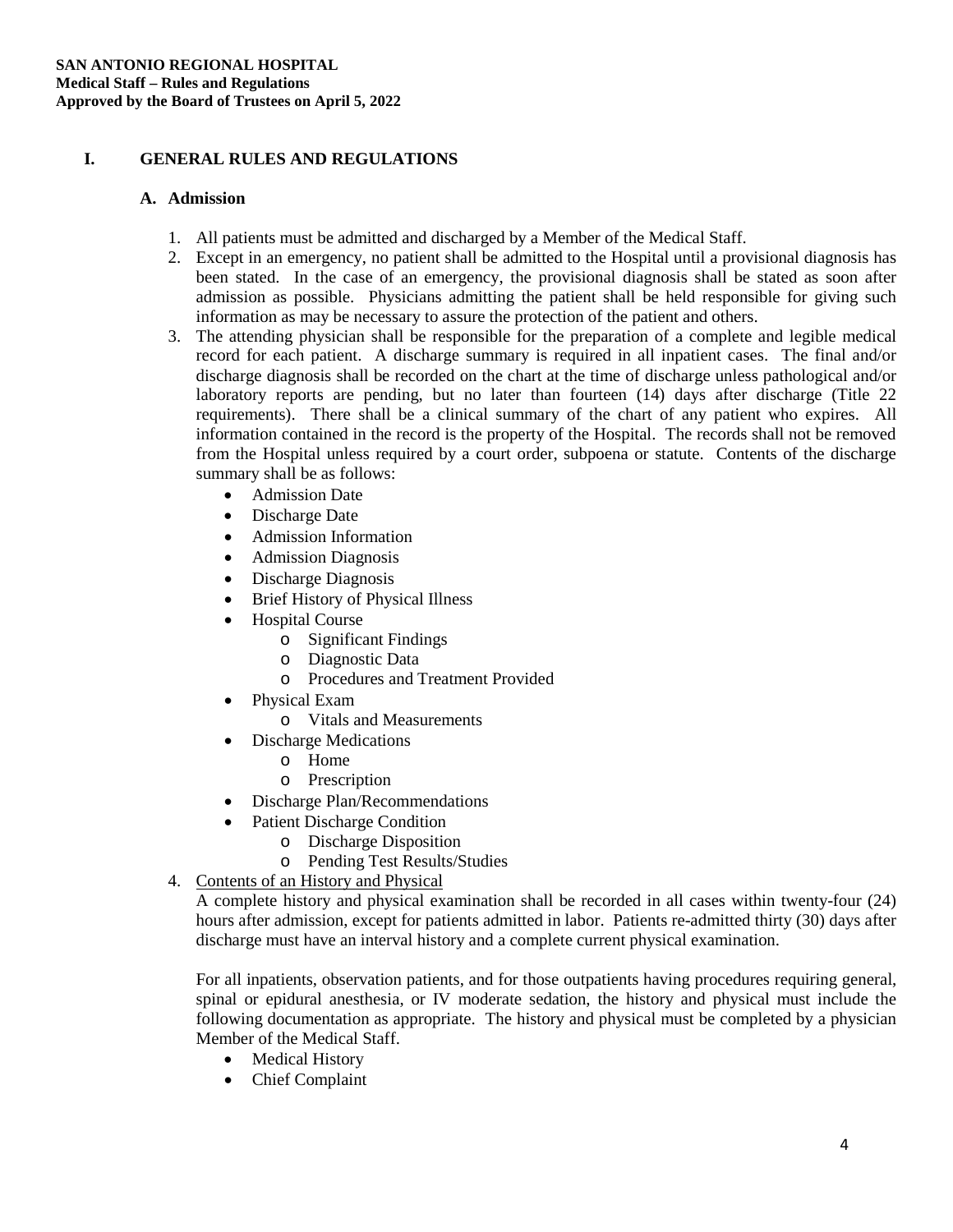**SAN ANTONIO REGIONAL HOSPITAL**
**Medical Staff – Rules and Regulations**
**Approved by the Board of Trustees on April 5, 2022**

# I. GENERAL RULES AND REGULATIONS

## A. Admission

1. All patients must be admitted and discharged by a Member of the Medical Staff.
2. Except in an emergency, no patient shall be admitted to the Hospital until a provisional diagnosis has been stated. In the case of an emergency, the provisional diagnosis shall be stated as soon after admission as possible. Physicians admitting the patient shall be held responsible for giving such information as may be necessary to assure the protection of the patient and others.
3. The attending physician shall be responsible for the preparation of a complete and legible medical record for each patient. A discharge summary is required in all inpatient cases. The final and/or discharge diagnosis shall be recorded on the chart at the time of discharge unless pathological and/or laboratory reports are pending, but no later than fourteen (14) days after discharge (Title 22 requirements). There shall be a clinical summary of the chart of any patient who expires. All information contained in the record is the property of the Hospital. The records shall not be removed from the Hospital unless required by a court order, subpoena or statute. Contents of the discharge summary shall be as follows:
   - Admission Date
   - Discharge Date
   - Admission Information
   - Admission Diagnosis
   - Discharge Diagnosis
   - Brief History of Physical Illness
   - Hospital Course
     - Significant Findings
     - Diagnostic Data
     - Procedures and Treatment Provided
   - Physical Exam
     - Vitals and Measurements
   - Discharge Medications
     - Home
     - Prescription
   - Discharge Plan/Recommendations
   - Patient Discharge Condition
     - Discharge Disposition
     - Pending Test Results/Studies
4. <u>Contents of an History and Physical</u>

   A complete history and physical examination shall be recorded in all cases within twenty-four (24) hours after admission, except for patients admitted in labor. Patients re-admitted thirty (30) days after discharge must have an interval history and a complete current physical examination.

   For all inpatients, observation patients, and for those outpatients having procedures requiring general, spinal or epidural anesthesia, or IV moderate sedation, the history and physical must include the following documentation as appropriate. The history and physical must be completed by a physician Member of the Medical Staff.
   - Medical History
   - Chief Complaint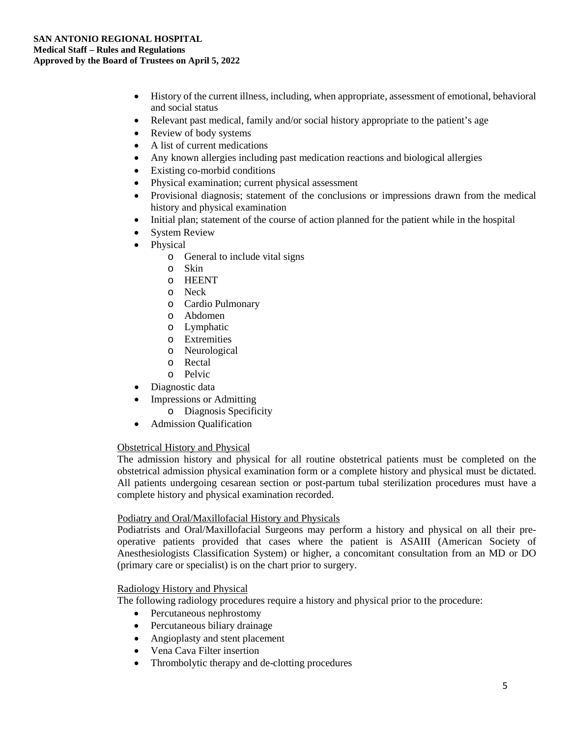- History of the current illness, including, when appropriate, assessment of emotional, behavioral and social status
- Relevant past medical, family and/or social history appropriate to the patient's age
- Review of body systems
- A list of current medications
- Any known allergies including past medication reactions and biological allergies
- Existing co-morbid conditions
- Physical examination; current physical assessment
- Provisional diagnosis; statement of the conclusions or impressions drawn from the medical history and physical examination
- Initial plan; statement of the course of action planned for the patient while in the hospital
- System Review
- Physical
  - General to include vital signs
  - Skin
  - HEENT
  - Neck
  - Cardio Pulmonary
  - Abdomen
  - Lymphatic
  - Extremities
  - Neurological
  - Rectal
  - Pelvic
- Diagnostic data
- Impressions or Admitting
  - Diagnosis Specificity
- Admission Qualification

Obstetrical History and Physical

The admission history and physical for all routine obstetrical patients must be completed on the obstetrical admission physical examination form or a complete history and physical must be dictated. All patients undergoing cesarean section or post-partum tubal sterilization procedures must have a complete history and physical examination recorded.

Podiatry and Oral/Maxillofacial History and Physicals

Podiatrists and Oral/Maxillofacial Surgeons may perform a history and physical on all their pre-operative patients provided that cases where the patient is ASAIII (American Society of Anesthesiologists Classification System) or higher, a concomitant consultation from an MD or DO (primary care or specialist) is on the chart prior to surgery.

Radiology History and Physical

The following radiology procedures require a history and physical prior to the procedure:

- Percutaneous nephrostomy
- Percutaneous biliary drainage
- Angioplasty and stent placement
- Vena Cava Filter insertion
- Thrombolytic therapy and de-clotting procedures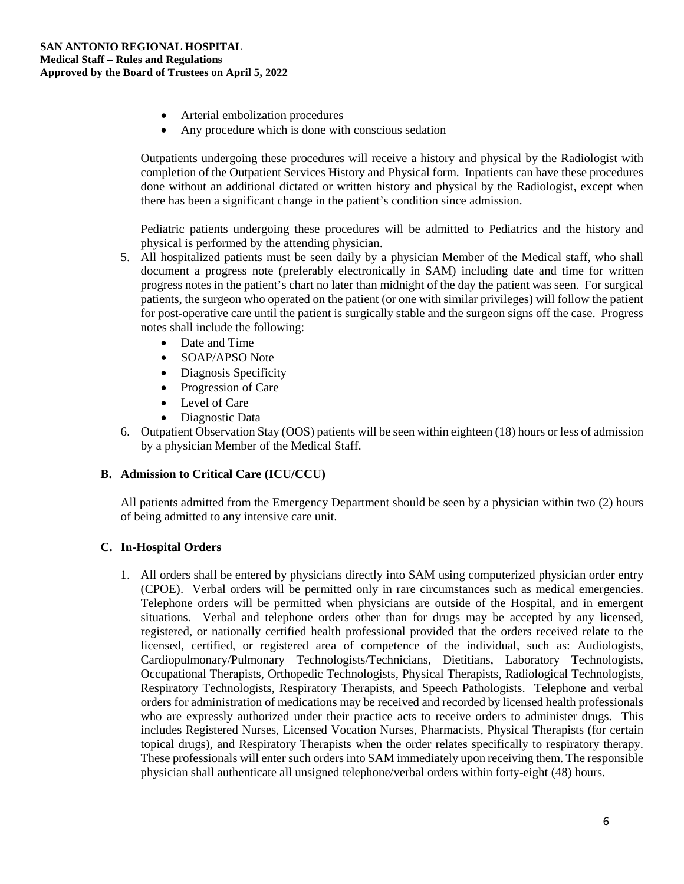- Arterial embolization procedures
- Any procedure which is done with conscious sedation

Outpatients undergoing these procedures will receive a history and physical by the Radiologist with completion of the Outpatient Services History and Physical form. Inpatients can have these procedures done without an additional dictated or written history and physical by the Radiologist, except when there has been a significant change in the patient's condition since admission.

Pediatric patients undergoing these procedures will be admitted to Pediatrics and the history and physical is performed by the attending physician.

5. All hospitalized patients must be seen daily by a physician Member of the Medical staff, who shall document a progress note (preferably electronically in SAM) including date and time for written progress notes in the patient's chart no later than midnight of the day the patient was seen. For surgical patients, the surgeon who operated on the patient (or one with similar privileges) will follow the patient for post-operative care until the patient is surgically stable and the surgeon signs off the case. Progress notes shall include the following:
   - Date and Time
   - SOAP/APSO Note
   - Diagnosis Specificity
   - Progression of Care
   - Level of Care
   - Diagnostic Data
6. Outpatient Observation Stay (OOS) patients will be seen within eighteen (18) hours or less of admission by a physician Member of the Medical Staff.

### B. Admission to Critical Care (ICU/CCU)

All patients admitted from the Emergency Department should be seen by a physician within two (2) hours of being admitted to any intensive care unit.

### C. In-Hospital Orders

1. All orders shall be entered by physicians directly into SAM using computerized physician order entry (CPOE). Verbal orders will be permitted only in rare circumstances such as medical emergencies. Telephone orders will be permitted when physicians are outside of the Hospital, and in emergent situations. Verbal and telephone orders other than for drugs may be accepted by any licensed, registered, or nationally certified health professional provided that the orders received relate to the licensed, certified, or registered area of competence of the individual, such as: Audiologists, Cardiopulmonary/Pulmonary Technologists/Technicians, Dietitians, Laboratory Technologists, Occupational Therapists, Orthopedic Technologists, Physical Therapists, Radiological Technologists, Respiratory Technologists, Respiratory Therapists, and Speech Pathologists. Telephone and verbal orders for administration of medications may be received and recorded by licensed health professionals who are expressly authorized under their practice acts to receive orders to administer drugs. This includes Registered Nurses, Licensed Vocation Nurses, Pharmacists, Physical Therapists (for certain topical drugs), and Respiratory Therapists when the order relates specifically to respiratory therapy. These professionals will enter such orders into SAM immediately upon receiving them. The responsible physician shall authenticate all unsigned telephone/verbal orders within forty-eight (48) hours.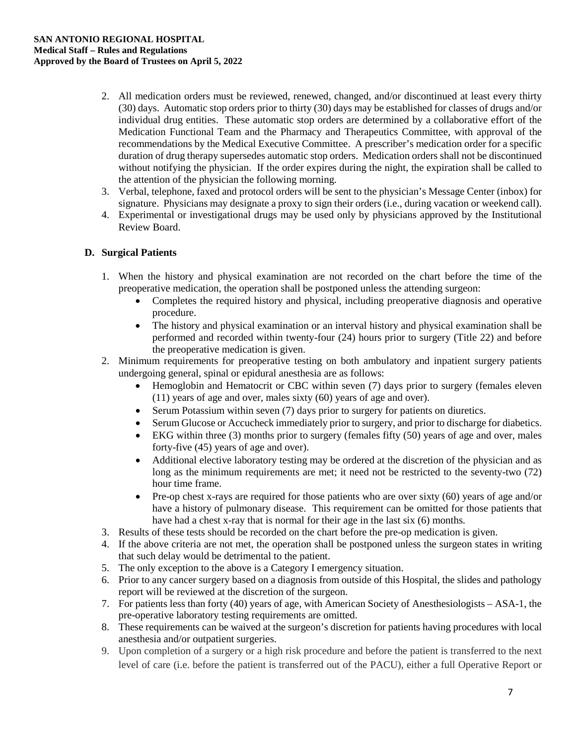2. All medication orders must be reviewed, renewed, changed, and/or discontinued at least every thirty (30) days. Automatic stop orders prior to thirty (30) days may be established for classes of drugs and/or individual drug entities. These automatic stop orders are determined by a collaborative effort of the Medication Functional Team and the Pharmacy and Therapeutics Committee, with approval of the recommendations by the Medical Executive Committee. A prescriber's medication order for a specific duration of drug therapy supersedes automatic stop orders. Medication orders shall not be discontinued without notifying the physician. If the order expires during the night, the expiration shall be called to the attention of the physician the following morning.
3. Verbal, telephone, faxed and protocol orders will be sent to the physician's Message Center (inbox) for signature. Physicians may designate a proxy to sign their orders (i.e., during vacation or weekend call).
4. Experimental or investigational drugs may be used only by physicians approved by the Institutional Review Board.

### D. Surgical Patients

1. When the history and physical examination are not recorded on the chart before the time of the preoperative medication, the operation shall be postponed unless the attending surgeon:
   - Completes the required history and physical, including preoperative diagnosis and operative procedure.
   - The history and physical examination or an interval history and physical examination shall be performed and recorded within twenty-four (24) hours prior to surgery (Title 22) and before the preoperative medication is given.
2. Minimum requirements for preoperative testing on both ambulatory and inpatient surgery patients undergoing general, spinal or epidural anesthesia are as follows:
   - Hemoglobin and Hematocrit or CBC within seven (7) days prior to surgery (females eleven (11) years of age and over, males sixty (60) years of age and over).
   - Serum Potassium within seven (7) days prior to surgery for patients on diuretics.
   - Serum Glucose or Accucheck immediately prior to surgery, and prior to discharge for diabetics.
   - EKG within three (3) months prior to surgery (females fifty (50) years of age and over, males forty-five (45) years of age and over).
   - Additional elective laboratory testing may be ordered at the discretion of the physician and as long as the minimum requirements are met; it need not be restricted to the seventy-two (72) hour time frame.
   - Pre-op chest x-rays are required for those patients who are over sixty (60) years of age and/or have a history of pulmonary disease. This requirement can be omitted for those patients that have had a chest x-ray that is normal for their age in the last six (6) months.
3. Results of these tests should be recorded on the chart before the pre-op medication is given.
4. If the above criteria are not met, the operation shall be postponed unless the surgeon states in writing that such delay would be detrimental to the patient.
5. The only exception to the above is a Category I emergency situation.
6. Prior to any cancer surgery based on a diagnosis from outside of this Hospital, the slides and pathology report will be reviewed at the discretion of the surgeon.
7. For patients less than forty (40) years of age, with American Society of Anesthesiologists – ASA-1, the pre-operative laboratory testing requirements are omitted.
8. These requirements can be waived at the surgeon's discretion for patients having procedures with local anesthesia and/or outpatient surgeries.
9. Upon completion of a surgery or a high risk procedure and before the patient is transferred to the next level of care (i.e. before the patient is transferred out of the PACU), either a full Operative Report or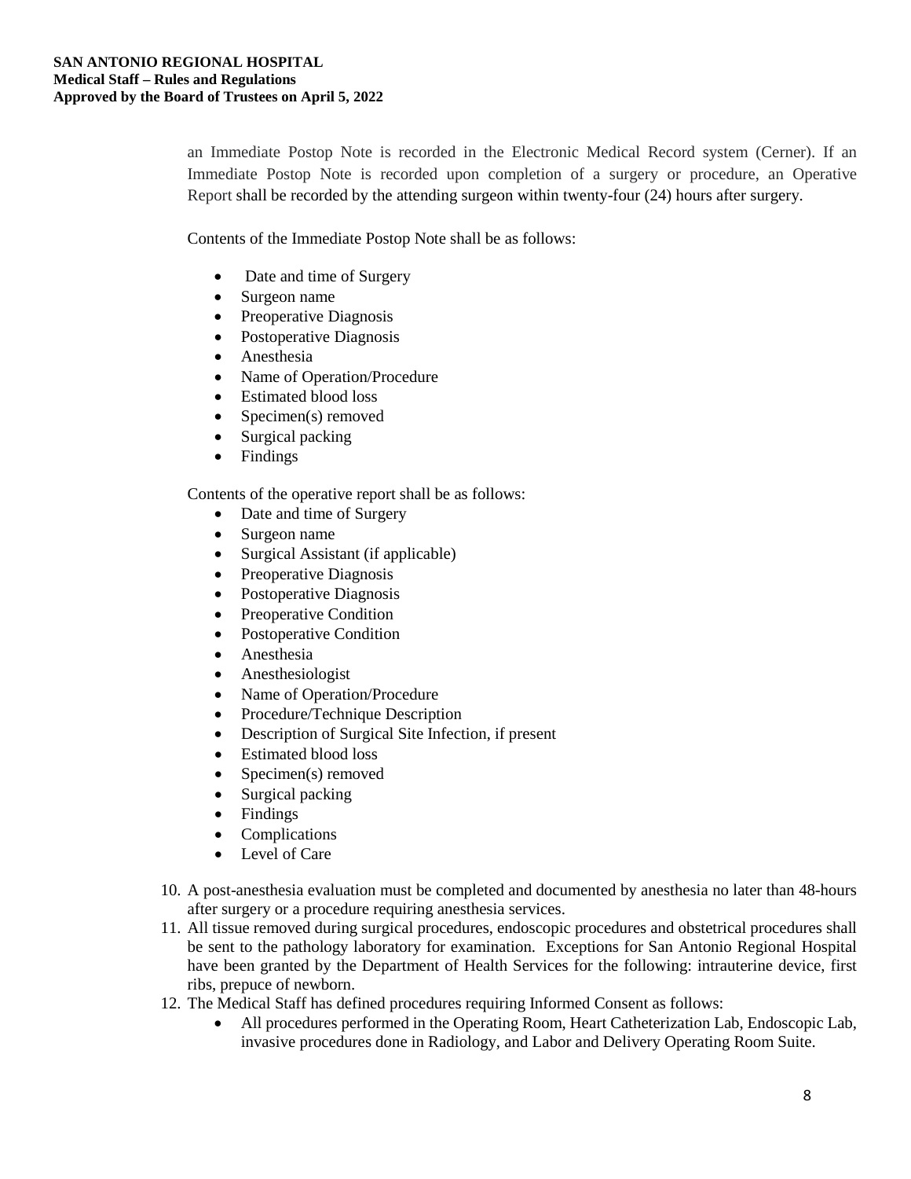an Immediate Postop Note is recorded in the Electronic Medical Record system (Cerner). If an Immediate Postop Note is recorded upon completion of a surgery or procedure, an Operative Report shall be recorded by the attending surgeon within twenty-four (24) hours after surgery.

Contents of the Immediate Postop Note shall be as follows:

- Date and time of Surgery
- Surgeon name
- Preoperative Diagnosis
- Postoperative Diagnosis
- Anesthesia
- Name of Operation/Procedure
- Estimated blood loss
- Specimen(s) removed
- Surgical packing
- Findings

Contents of the operative report shall be as follows:

- Date and time of Surgery
- Surgeon name
- Surgical Assistant (if applicable)
- Preoperative Diagnosis
- Postoperative Diagnosis
- Preoperative Condition
- Postoperative Condition
- Anesthesia
- Anesthesiologist
- Name of Operation/Procedure
- Procedure/Technique Description
- Description of Surgical Site Infection, if present
- Estimated blood loss
- Specimen(s) removed
- Surgical packing
- Findings
- Complications
- Level of Care

10. A post-anesthesia evaluation must be completed and documented by anesthesia no later than 48-hours after surgery or a procedure requiring anesthesia services.
11. All tissue removed during surgical procedures, endoscopic procedures and obstetrical procedures shall be sent to the pathology laboratory for examination. Exceptions for San Antonio Regional Hospital have been granted by the Department of Health Services for the following: intrauterine device, first ribs, prepuce of newborn.
12. The Medical Staff has defined procedures requiring Informed Consent as follows:
    - All procedures performed in the Operating Room, Heart Catheterization Lab, Endoscopic Lab, invasive procedures done in Radiology, and Labor and Delivery Operating Room Suite.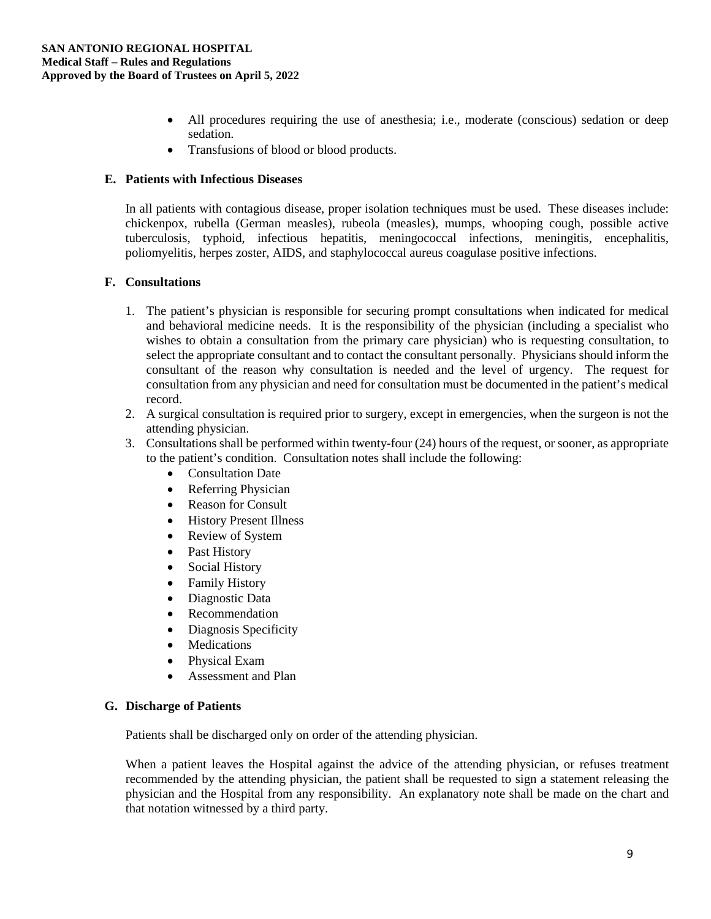- All procedures requiring the use of anesthesia; i.e., moderate (conscious) sedation or deep sedation.
- Transfusions of blood or blood products.

### E. Patients with Infectious Diseases

In all patients with contagious disease, proper isolation techniques must be used. These diseases include: chickenpox, rubella (German measles), rubeola (measles), mumps, whooping cough, possible active tuberculosis, typhoid, infectious hepatitis, meningococcal infections, meningitis, encephalitis, poliomyelitis, herpes zoster, AIDS, and staphylococcal aureus coagulase positive infections.

### F. Consultations

1. The patient's physician is responsible for securing prompt consultations when indicated for medical and behavioral medicine needs. It is the responsibility of the physician (including a specialist who wishes to obtain a consultation from the primary care physician) who is requesting consultation, to select the appropriate consultant and to contact the consultant personally. Physicians should inform the consultant of the reason why consultation is needed and the level of urgency. The request for consultation from any physician and need for consultation must be documented in the patient's medical record.
2. A surgical consultation is required prior to surgery, except in emergencies, when the surgeon is not the attending physician.
3. Consultations shall be performed within twenty-four (24) hours of the request, or sooner, as appropriate to the patient's condition. Consultation notes shall include the following:
    - Consultation Date
    - Referring Physician
    - Reason for Consult
    - History Present Illness
    - Review of System
    - Past History
    - Social History
    - Family History
    - Diagnostic Data
    - Recommendation
    - Diagnosis Specificity
    - Medications
    - Physical Exam
    - Assessment and Plan

### G. Discharge of Patients

Patients shall be discharged only on order of the attending physician.

When a patient leaves the Hospital against the advice of the attending physician, or refuses treatment recommended by the attending physician, the patient shall be requested to sign a statement releasing the physician and the Hospital from any responsibility. An explanatory note shall be made on the chart and that notation witnessed by a third party.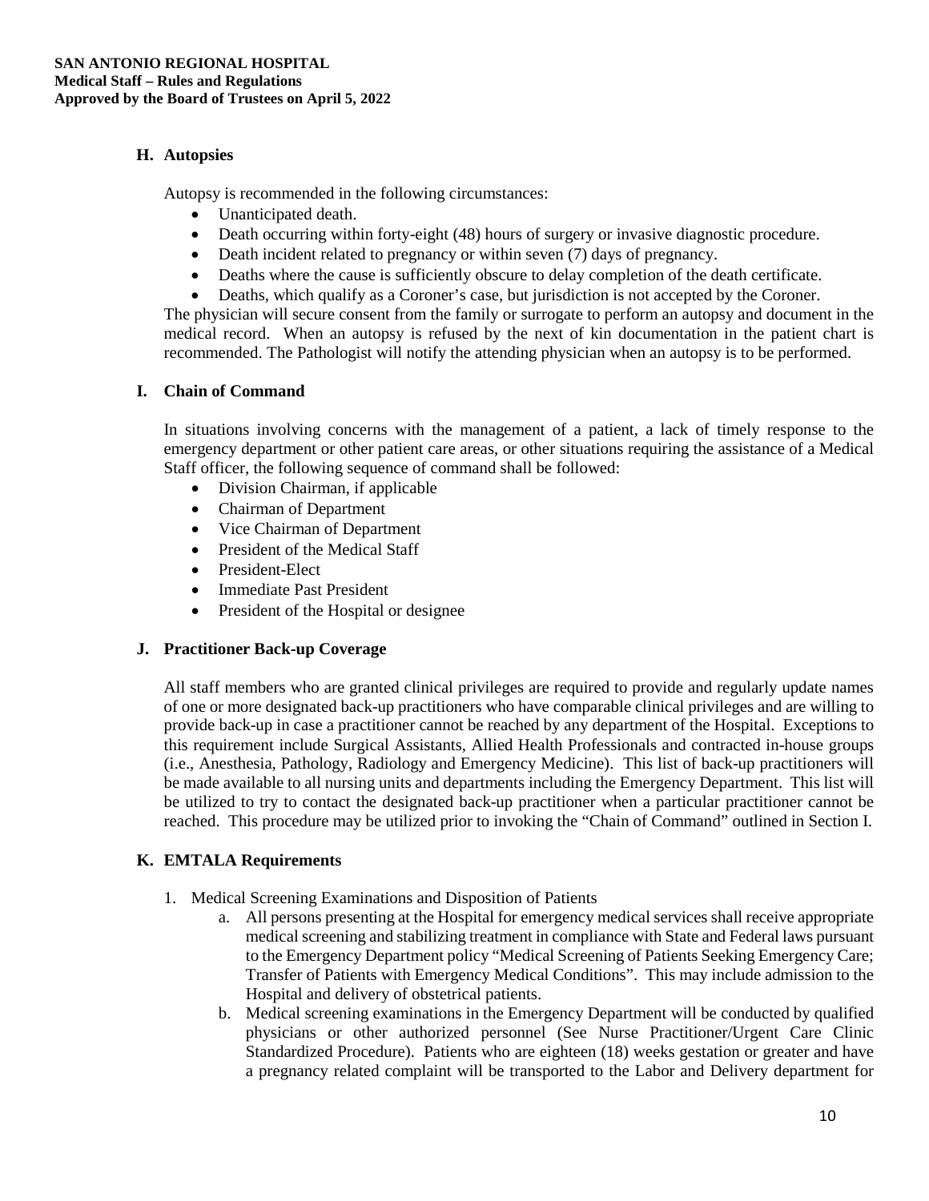### H. Autopsies

Autopsy is recommended in the following circumstances:

- Unanticipated death.
- Death occurring within forty-eight (48) hours of surgery or invasive diagnostic procedure.
- Death incident related to pregnancy or within seven (7) days of pregnancy.
- Deaths where the cause is sufficiently obscure to delay completion of the death certificate.
- Deaths, which qualify as a Coroner's case, but jurisdiction is not accepted by the Coroner.

The physician will secure consent from the family or surrogate to perform an autopsy and document in the medical record. When an autopsy is refused by the next of kin documentation in the patient chart is recommended. The Pathologist will notify the attending physician when an autopsy is to be performed.

### I. Chain of Command

In situations involving concerns with the management of a patient, a lack of timely response to the emergency department or other patient care areas, or other situations requiring the assistance of a Medical Staff officer, the following sequence of command shall be followed:

- Division Chairman, if applicable
- Chairman of Department
- Vice Chairman of Department
- President of the Medical Staff
- President-Elect
- Immediate Past President
- President of the Hospital or designee

### J. Practitioner Back-up Coverage

All staff members who are granted clinical privileges are required to provide and regularly update names of one or more designated back-up practitioners who have comparable clinical privileges and are willing to provide back-up in case a practitioner cannot be reached by any department of the Hospital. Exceptions to this requirement include Surgical Assistants, Allied Health Professionals and contracted in-house groups (i.e., Anesthesia, Pathology, Radiology and Emergency Medicine). This list of back-up practitioners will be made available to all nursing units and departments including the Emergency Department. This list will be utilized to try to contact the designated back-up practitioner when a particular practitioner cannot be reached. This procedure may be utilized prior to invoking the "Chain of Command" outlined in Section I.

### K. EMTALA Requirements

1. Medical Screening Examinations and Disposition of Patients
   a. All persons presenting at the Hospital for emergency medical services shall receive appropriate medical screening and stabilizing treatment in compliance with State and Federal laws pursuant to the Emergency Department policy "Medical Screening of Patients Seeking Emergency Care; Transfer of Patients with Emergency Medical Conditions". This may include admission to the Hospital and delivery of obstetrical patients.
   b. Medical screening examinations in the Emergency Department will be conducted by qualified physicians or other authorized personnel (See Nurse Practitioner/Urgent Care Clinic Standardized Procedure). Patients who are eighteen (18) weeks gestation or greater and have a pregnancy related complaint will be transported to the Labor and Delivery department for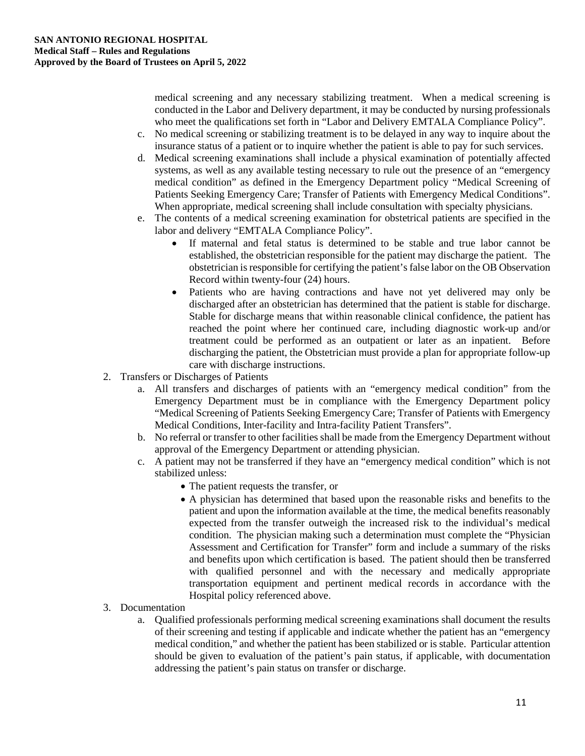medical screening and any necessary stabilizing treatment. When a medical screening is conducted in the Labor and Delivery department, it may be conducted by nursing professionals who meet the qualifications set forth in "Labor and Delivery EMTALA Compliance Policy".

c. No medical screening or stabilizing treatment is to be delayed in any way to inquire about the insurance status of a patient or to inquire whether the patient is able to pay for such services.

d. Medical screening examinations shall include a physical examination of potentially affected systems, as well as any available testing necessary to rule out the presence of an "emergency medical condition" as defined in the Emergency Department policy "Medical Screening of Patients Seeking Emergency Care; Transfer of Patients with Emergency Medical Conditions". When appropriate, medical screening shall include consultation with specialty physicians.

e. The contents of a medical screening examination for obstetrical patients are specified in the labor and delivery "EMTALA Compliance Policy".
   - If maternal and fetal status is determined to be stable and true labor cannot be established, the obstetrician responsible for the patient may discharge the patient. The obstetrician is responsible for certifying the patient's false labor on the OB Observation Record within twenty-four (24) hours.
   - Patients who are having contractions and have not yet delivered may only be discharged after an obstetrician has determined that the patient is stable for discharge. Stable for discharge means that within reasonable clinical confidence, the patient has reached the point where her continued care, including diagnostic work-up and/or treatment could be performed as an outpatient or later as an inpatient. Before discharging the patient, the Obstetrician must provide a plan for appropriate follow-up care with discharge instructions.

2. Transfers or Discharges of Patients
   a. All transfers and discharges of patients with an "emergency medical condition" from the Emergency Department must be in compliance with the Emergency Department policy "Medical Screening of Patients Seeking Emergency Care; Transfer of Patients with Emergency Medical Conditions, Inter-facility and Intra-facility Patient Transfers".
   b. No referral or transfer to other facilities shall be made from the Emergency Department without approval of the Emergency Department or attending physician.
   c. A patient may not be transferred if they have an "emergency medical condition" which is not stabilized unless:
      - The patient requests the transfer, or
      - A physician has determined that based upon the reasonable risks and benefits to the patient and upon the information available at the time, the medical benefits reasonably expected from the transfer outweigh the increased risk to the individual's medical condition. The physician making such a determination must complete the "Physician Assessment and Certification for Transfer" form and include a summary of the risks and benefits upon which certification is based. The patient should then be transferred with qualified personnel and with the necessary and medically appropriate transportation equipment and pertinent medical records in accordance with the Hospital policy referenced above.

3. Documentation
   a. Qualified professionals performing medical screening examinations shall document the results of their screening and testing if applicable and indicate whether the patient has an "emergency medical condition," and whether the patient has been stabilized or is stable. Particular attention should be given to evaluation of the patient's pain status, if applicable, with documentation addressing the patient's pain status on transfer or discharge.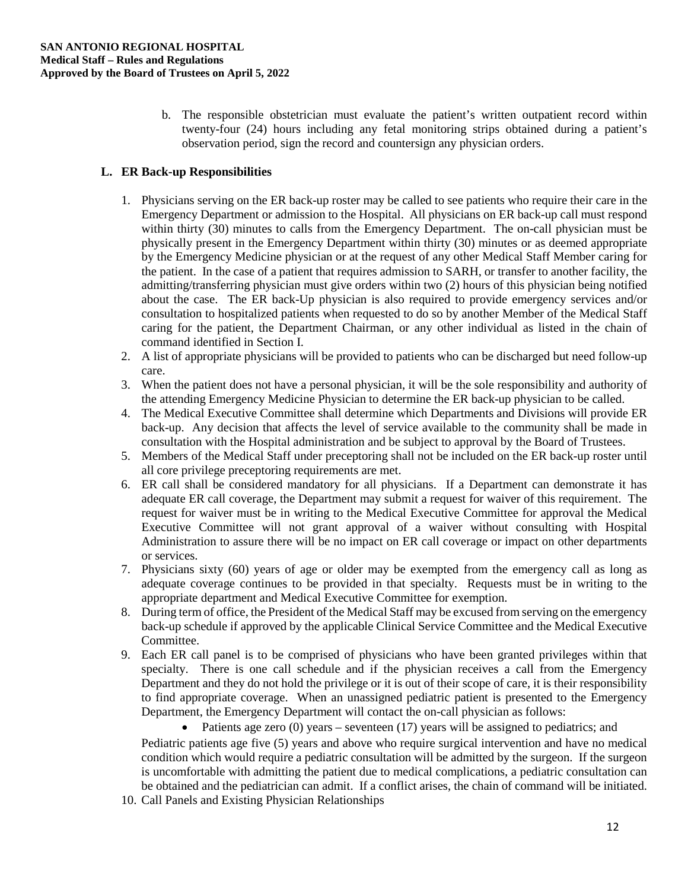b. The responsible obstetrician must evaluate the patient's written outpatient record within twenty-four (24) hours including any fetal monitoring strips obtained during a patient's observation period, sign the record and countersign any physician orders.

## L. ER Back-up Responsibilities

1. Physicians serving on the ER back-up roster may be called to see patients who require their care in the Emergency Department or admission to the Hospital. All physicians on ER back-up call must respond within thirty (30) minutes to calls from the Emergency Department. The on-call physician must be physically present in the Emergency Department within thirty (30) minutes or as deemed appropriate by the Emergency Medicine physician or at the request of any other Medical Staff Member caring for the patient. In the case of a patient that requires admission to SARH, or transfer to another facility, the admitting/transferring physician must give orders within two (2) hours of this physician being notified about the case. The ER back-Up physician is also required to provide emergency services and/or consultation to hospitalized patients when requested to do so by another Member of the Medical Staff caring for the patient, the Department Chairman, or any other individual as listed in the chain of command identified in Section I.
2. A list of appropriate physicians will be provided to patients who can be discharged but need follow-up care.
3. When the patient does not have a personal physician, it will be the sole responsibility and authority of the attending Emergency Medicine Physician to determine the ER back-up physician to be called.
4. The Medical Executive Committee shall determine which Departments and Divisions will provide ER back-up. Any decision that affects the level of service available to the community shall be made in consultation with the Hospital administration and be subject to approval by the Board of Trustees.
5. Members of the Medical Staff under preceptoring shall not be included on the ER back-up roster until all core privilege preceptoring requirements are met.
6. ER call shall be considered mandatory for all physicians. If a Department can demonstrate it has adequate ER call coverage, the Department may submit a request for waiver of this requirement. The request for waiver must be in writing to the Medical Executive Committee for approval the Medical Executive Committee will not grant approval of a waiver without consulting with Hospital Administration to assure there will be no impact on ER call coverage or impact on other departments or services.
7. Physicians sixty (60) years of age or older may be exempted from the emergency call as long as adequate coverage continues to be provided in that specialty. Requests must be in writing to the appropriate department and Medical Executive Committee for exemption.
8. During term of office, the President of the Medical Staff may be excused from serving on the emergency back-up schedule if approved by the applicable Clinical Service Committee and the Medical Executive Committee.
9. Each ER call panel is to be comprised of physicians who have been granted privileges within that specialty. There is one call schedule and if the physician receives a call from the Emergency Department and they do not hold the privilege or it is out of their scope of care, it is their responsibility to find appropriate coverage. When an unassigned pediatric patient is presented to the Emergency Department, the Emergency Department will contact the on-call physician as follows:
   - Patients age zero (0) years – seventeen (17) years will be assigned to pediatrics; and

   Pediatric patients age five (5) years and above who require surgical intervention and have no medical condition which would require a pediatric consultation will be admitted by the surgeon. If the surgeon is uncomfortable with admitting the patient due to medical complications, a pediatric consultation can be obtained and the pediatrician can admit. If a conflict arises, the chain of command will be initiated.
10. Call Panels and Existing Physician Relationships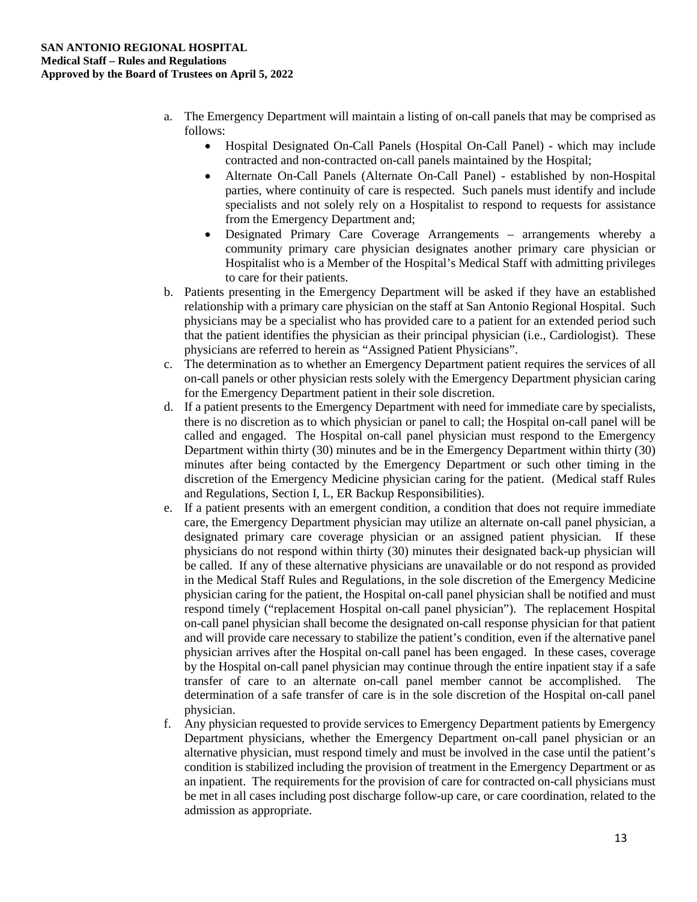a. The Emergency Department will maintain a listing of on-call panels that may be comprised as follows:
    - Hospital Designated On-Call Panels (Hospital On-Call Panel) - which may include contracted and non-contracted on-call panels maintained by the Hospital;
    - Alternate On-Call Panels (Alternate On-Call Panel) - established by non-Hospital parties, where continuity of care is respected. Such panels must identify and include specialists and not solely rely on a Hospitalist to respond to requests for assistance from the Emergency Department and;
    - Designated Primary Care Coverage Arrangements – arrangements whereby a community primary care physician designates another primary care physician or Hospitalist who is a Member of the Hospital's Medical Staff with admitting privileges to care for their patients.
b. Patients presenting in the Emergency Department will be asked if they have an established relationship with a primary care physician on the staff at San Antonio Regional Hospital. Such physicians may be a specialist who has provided care to a patient for an extended period such that the patient identifies the physician as their principal physician (i.e., Cardiologist). These physicians are referred to herein as "Assigned Patient Physicians".
c. The determination as to whether an Emergency Department patient requires the services of all on-call panels or other physician rests solely with the Emergency Department physician caring for the Emergency Department patient in their sole discretion.
d. If a patient presents to the Emergency Department with need for immediate care by specialists, there is no discretion as to which physician or panel to call; the Hospital on-call panel will be called and engaged. The Hospital on-call panel physician must respond to the Emergency Department within thirty (30) minutes and be in the Emergency Department within thirty (30) minutes after being contacted by the Emergency Department or such other timing in the discretion of the Emergency Medicine physician caring for the patient. (Medical staff Rules and Regulations, Section I, L, ER Backup Responsibilities).
e. If a patient presents with an emergent condition, a condition that does not require immediate care, the Emergency Department physician may utilize an alternate on-call panel physician, a designated primary care coverage physician or an assigned patient physician. If these physicians do not respond within thirty (30) minutes their designated back-up physician will be called. If any of these alternative physicians are unavailable or do not respond as provided in the Medical Staff Rules and Regulations, in the sole discretion of the Emergency Medicine physician caring for the patient, the Hospital on-call panel physician shall be notified and must respond timely ("replacement Hospital on-call panel physician"). The replacement Hospital on-call panel physician shall become the designated on-call response physician for that patient and will provide care necessary to stabilize the patient's condition, even if the alternative panel physician arrives after the Hospital on-call panel has been engaged. In these cases, coverage by the Hospital on-call panel physician may continue through the entire inpatient stay if a safe transfer of care to an alternate on-call panel member cannot be accomplished. The determination of a safe transfer of care is in the sole discretion of the Hospital on-call panel physician.
f. Any physician requested to provide services to Emergency Department patients by Emergency Department physicians, whether the Emergency Department on-call panel physician or an alternative physician, must respond timely and must be involved in the case until the patient's condition is stabilized including the provision of treatment in the Emergency Department or as an inpatient. The requirements for the provision of care for contracted on-call physicians must be met in all cases including post discharge follow-up care, or care coordination, related to the admission as appropriate.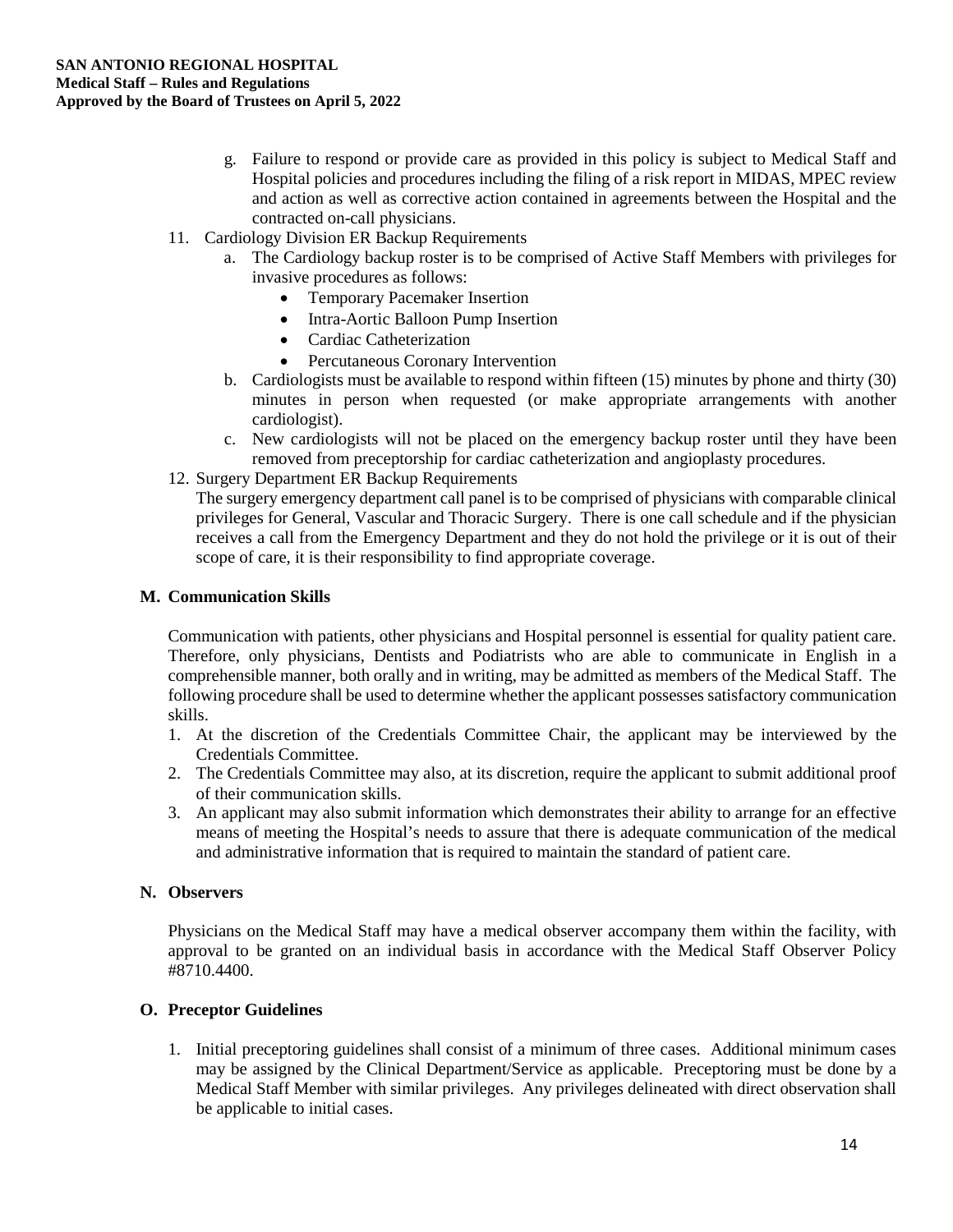g. Failure to respond or provide care as provided in this policy is subject to Medical Staff and Hospital policies and procedures including the filing of a risk report in MIDAS, MPEC review and action as well as corrective action contained in agreements between the Hospital and the contracted on-call physicians.

11. Cardiology Division ER Backup Requirements
    a. The Cardiology backup roster is to be comprised of Active Staff Members with privileges for invasive procedures as follows:
        - Temporary Pacemaker Insertion
        - Intra-Aortic Balloon Pump Insertion
        - Cardiac Catheterization
        - Percutaneous Coronary Intervention
    b. Cardiologists must be available to respond within fifteen (15) minutes by phone and thirty (30) minutes in person when requested (or make appropriate arrangements with another cardiologist).
    c. New cardiologists will not be placed on the emergency backup roster until they have been removed from preceptorship for cardiac catheterization and angioplasty procedures.
12. Surgery Department ER Backup Requirements
    The surgery emergency department call panel is to be comprised of physicians with comparable clinical privileges for General, Vascular and Thoracic Surgery. There is one call schedule and if the physician receives a call from the Emergency Department and they do not hold the privilege or it is out of their scope of care, it is their responsibility to find appropriate coverage.

## M. Communication Skills

Communication with patients, other physicians and Hospital personnel is essential for quality patient care. Therefore, only physicians, Dentists and Podiatrists who are able to communicate in English in a comprehensible manner, both orally and in writing, may be admitted as members of the Medical Staff. The following procedure shall be used to determine whether the applicant possesses satisfactory communication skills.

1. At the discretion of the Credentials Committee Chair, the applicant may be interviewed by the Credentials Committee.
2. The Credentials Committee may also, at its discretion, require the applicant to submit additional proof of their communication skills.
3. An applicant may also submit information which demonstrates their ability to arrange for an effective means of meeting the Hospital's needs to assure that there is adequate communication of the medical and administrative information that is required to maintain the standard of patient care.

## N. Observers

Physicians on the Medical Staff may have a medical observer accompany them within the facility, with approval to be granted on an individual basis in accordance with the Medical Staff Observer Policy #8710.4400.

## O. Preceptor Guidelines

1. Initial preceptoring guidelines shall consist of a minimum of three cases. Additional minimum cases may be assigned by the Clinical Department/Service as applicable. Preceptoring must be done by a Medical Staff Member with similar privileges. Any privileges delineated with direct observation shall be applicable to initial cases.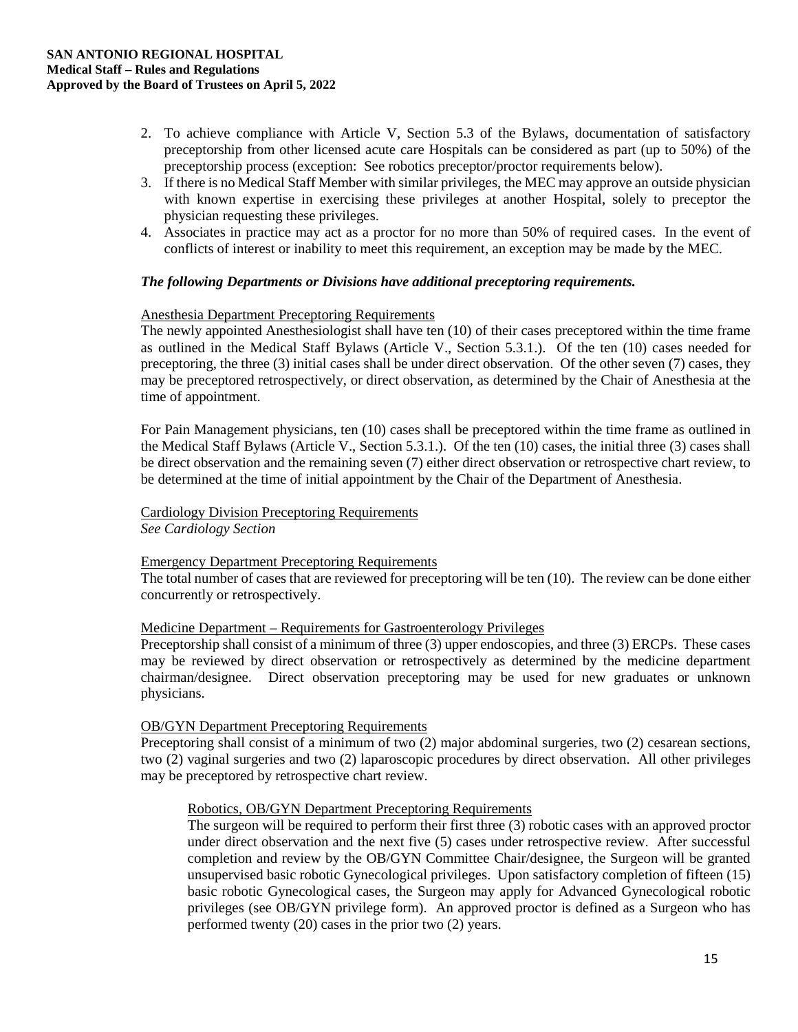2. To achieve compliance with Article V, Section 5.3 of the Bylaws, documentation of satisfactory preceptorship from other licensed acute care Hospitals can be considered as part (up to 50%) of the preceptorship process (exception: See robotics preceptor/proctor requirements below).
3. If there is no Medical Staff Member with similar privileges, the MEC may approve an outside physician with known expertise in exercising these privileges at another Hospital, solely to preceptor the physician requesting these privileges.
4. Associates in practice may act as a proctor for no more than 50% of required cases. In the event of conflicts of interest or inability to meet this requirement, an exception may be made by the MEC.

***The following Departments or Divisions have additional preceptoring requirements.***

Anesthesia Department Preceptoring Requirements

The newly appointed Anesthesiologist shall have ten (10) of their cases preceptored within the time frame as outlined in the Medical Staff Bylaws (Article V., Section 5.3.1.). Of the ten (10) cases needed for preceptoring, the three (3) initial cases shall be under direct observation. Of the other seven (7) cases, they may be preceptored retrospectively, or direct observation, as determined by the Chair of Anesthesia at the time of appointment.

For Pain Management physicians, ten (10) cases shall be preceptored within the time frame as outlined in the Medical Staff Bylaws (Article V., Section 5.3.1.). Of the ten (10) cases, the initial three (3) cases shall be direct observation and the remaining seven (7) either direct observation or retrospective chart review, to be determined at the time of initial appointment by the Chair of the Department of Anesthesia.

Cardiology Division Preceptoring Requirements

*See Cardiology Section*

Emergency Department Preceptoring Requirements

The total number of cases that are reviewed for preceptoring will be ten (10). The review can be done either concurrently or retrospectively.

Medicine Department – Requirements for Gastroenterology Privileges

Preceptorship shall consist of a minimum of three (3) upper endoscopies, and three (3) ERCPs. These cases may be reviewed by direct observation or retrospectively as determined by the medicine department chairman/designee. Direct observation preceptoring may be used for new graduates or unknown physicians.

OB/GYN Department Preceptoring Requirements

Preceptoring shall consist of a minimum of two (2) major abdominal surgeries, two (2) cesarean sections, two (2) vaginal surgeries and two (2) laparoscopic procedures by direct observation. All other privileges may be preceptored by retrospective chart review.

Robotics, OB/GYN Department Preceptoring Requirements

The surgeon will be required to perform their first three (3) robotic cases with an approved proctor under direct observation and the next five (5) cases under retrospective review. After successful completion and review by the OB/GYN Committee Chair/designee, the Surgeon will be granted unsupervised basic robotic Gynecological privileges. Upon satisfactory completion of fifteen (15) basic robotic Gynecological cases, the Surgeon may apply for Advanced Gynecological robotic privileges (see OB/GYN privilege form). An approved proctor is defined as a Surgeon who has performed twenty (20) cases in the prior two (2) years.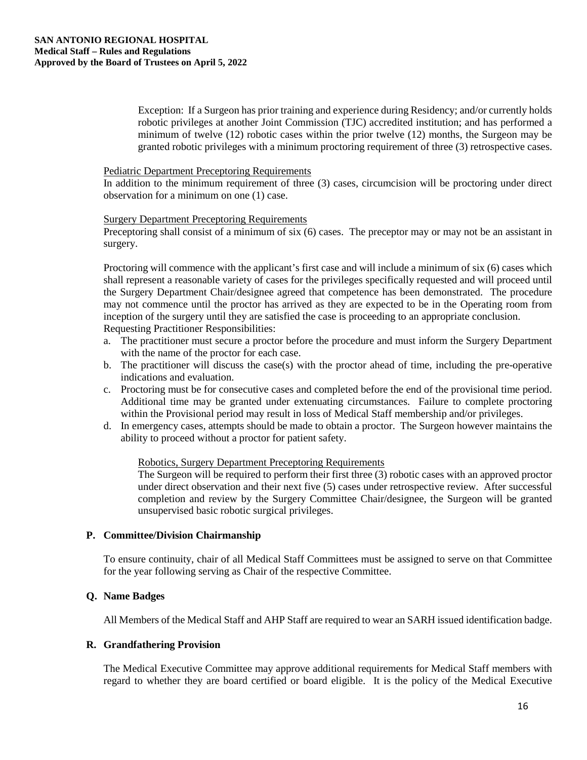Exception: If a Surgeon has prior training and experience during Residency; and/or currently holds robotic privileges at another Joint Commission (TJC) accredited institution; and has performed a minimum of twelve (12) robotic cases within the prior twelve (12) months, the Surgeon may be granted robotic privileges with a minimum proctoring requirement of three (3) retrospective cases.

Pediatric Department Preceptoring Requirements

In addition to the minimum requirement of three (3) cases, circumcision will be proctoring under direct observation for a minimum on one (1) case.

Surgery Department Preceptoring Requirements

Preceptoring shall consist of a minimum of six (6) cases. The preceptor may or may not be an assistant in surgery.

Proctoring will commence with the applicant's first case and will include a minimum of six (6) cases which shall represent a reasonable variety of cases for the privileges specifically requested and will proceed until the Surgery Department Chair/designee agreed that competence has been demonstrated. The procedure may not commence until the proctor has arrived as they are expected to be in the Operating room from inception of the surgery until they are satisfied the case is proceeding to an appropriate conclusion.

Requesting Practitioner Responsibilities:

a. The practitioner must secure a proctor before the procedure and must inform the Surgery Department with the name of the proctor for each case.
b. The practitioner will discuss the case(s) with the proctor ahead of time, including the pre-operative indications and evaluation.
c. Proctoring must be for consecutive cases and completed before the end of the provisional time period. Additional time may be granted under extenuating circumstances. Failure to complete proctoring within the Provisional period may result in loss of Medical Staff membership and/or privileges.
d. In emergency cases, attempts should be made to obtain a proctor. The Surgeon however maintains the ability to proceed without a proctor for patient safety.

Robotics, Surgery Department Preceptoring Requirements

The Surgeon will be required to perform their first three (3) robotic cases with an approved proctor under direct observation and their next five (5) cases under retrospective review. After successful completion and review by the Surgery Committee Chair/designee, the Surgeon will be granted unsupervised basic robotic surgical privileges.

**P. Committee/Division Chairmanship**

To ensure continuity, chair of all Medical Staff Committees must be assigned to serve on that Committee for the year following serving as Chair of the respective Committee.

**Q. Name Badges**

All Members of the Medical Staff and AHP Staff are required to wear an SARH issued identification badge.

**R. Grandfathering Provision**

The Medical Executive Committee may approve additional requirements for Medical Staff members with regard to whether they are board certified or board eligible. It is the policy of the Medical Executive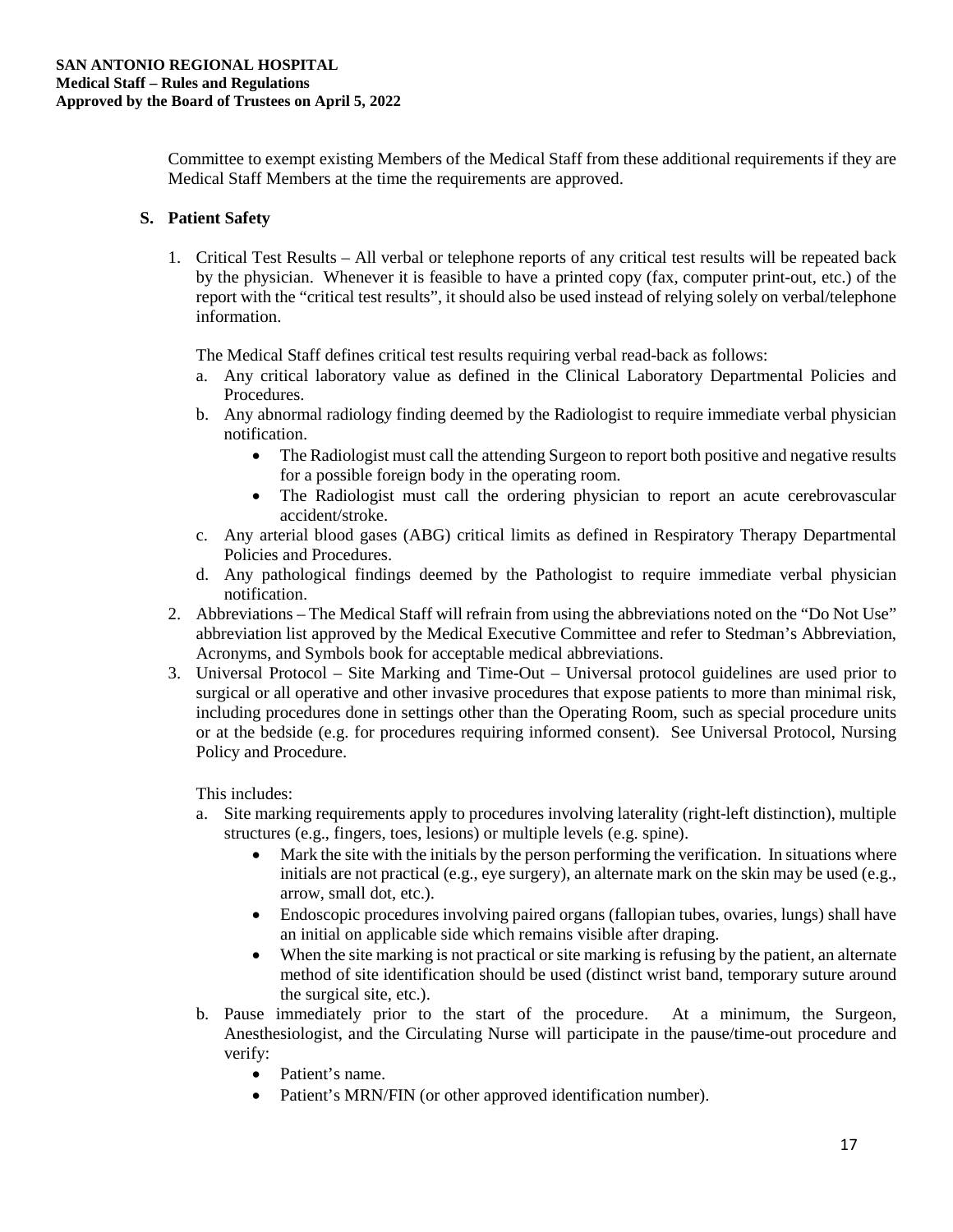Committee to exempt existing Members of the Medical Staff from these additional requirements if they are Medical Staff Members at the time the requirements are approved.

## S. Patient Safety

1. Critical Test Results – All verbal or telephone reports of any critical test results will be repeated back by the physician. Whenever it is feasible to have a printed copy (fax, computer print-out, etc.) of the report with the "critical test results", it should also be used instead of relying solely on verbal/telephone information.

   The Medical Staff defines critical test results requiring verbal read-back as follows:

   a. Any critical laboratory value as defined in the Clinical Laboratory Departmental Policies and Procedures.
   b. Any abnormal radiology finding deemed by the Radiologist to require immediate verbal physician notification.
      - The Radiologist must call the attending Surgeon to report both positive and negative results for a possible foreign body in the operating room.
      - The Radiologist must call the ordering physician to report an acute cerebrovascular accident/stroke.
   c. Any arterial blood gases (ABG) critical limits as defined in Respiratory Therapy Departmental Policies and Procedures.
   d. Any pathological findings deemed by the Pathologist to require immediate verbal physician notification.

2. Abbreviations – The Medical Staff will refrain from using the abbreviations noted on the "Do Not Use" abbreviation list approved by the Medical Executive Committee and refer to Stedman's Abbreviation, Acronyms, and Symbols book for acceptable medical abbreviations.

3. Universal Protocol – Site Marking and Time-Out – Universal protocol guidelines are used prior to surgical or all operative and other invasive procedures that expose patients to more than minimal risk, including procedures done in settings other than the Operating Room, such as special procedure units or at the bedside (e.g. for procedures requiring informed consent). See Universal Protocol, Nursing Policy and Procedure.

   This includes:

   a. Site marking requirements apply to procedures involving laterality (right-left distinction), multiple structures (e.g., fingers, toes, lesions) or multiple levels (e.g. spine).
      - Mark the site with the initials by the person performing the verification. In situations where initials are not practical (e.g., eye surgery), an alternate mark on the skin may be used (e.g., arrow, small dot, etc.).
      - Endoscopic procedures involving paired organs (fallopian tubes, ovaries, lungs) shall have an initial on applicable side which remains visible after draping.
      - When the site marking is not practical or site marking is refusing by the patient, an alternate method of site identification should be used (distinct wrist band, temporary suture around the surgical site, etc.).
   b. Pause immediately prior to the start of the procedure. At a minimum, the Surgeon, Anesthesiologist, and the Circulating Nurse will participate in the pause/time-out procedure and verify:
      - Patient's name.
      - Patient's MRN/FIN (or other approved identification number).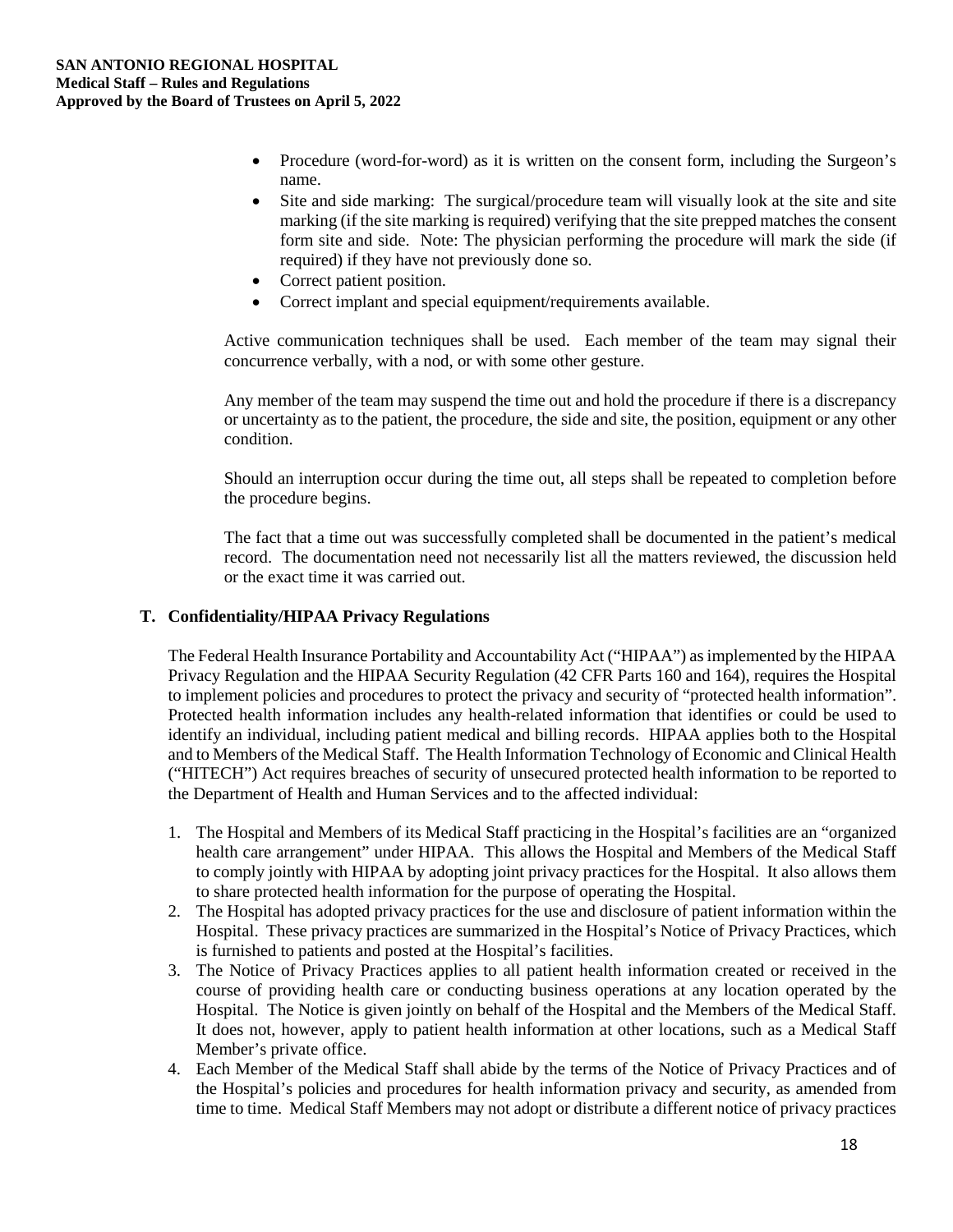- Procedure (word-for-word) as it is written on the consent form, including the Surgeon's name.
- Site and side marking: The surgical/procedure team will visually look at the site and site marking (if the site marking is required) verifying that the site prepped matches the consent form site and side. Note: The physician performing the procedure will mark the side (if required) if they have not previously done so.
- Correct patient position.
- Correct implant and special equipment/requirements available.

Active communication techniques shall be used. Each member of the team may signal their concurrence verbally, with a nod, or with some other gesture.

Any member of the team may suspend the time out and hold the procedure if there is a discrepancy or uncertainty as to the patient, the procedure, the side and site, the position, equipment or any other condition.

Should an interruption occur during the time out, all steps shall be repeated to completion before the procedure begins.

The fact that a time out was successfully completed shall be documented in the patient's medical record. The documentation need not necessarily list all the matters reviewed, the discussion held or the exact time it was carried out.

## T. Confidentiality/HIPAA Privacy Regulations

The Federal Health Insurance Portability and Accountability Act ("HIPAA") as implemented by the HIPAA Privacy Regulation and the HIPAA Security Regulation (42 CFR Parts 160 and 164), requires the Hospital to implement policies and procedures to protect the privacy and security of "protected health information". Protected health information includes any health-related information that identifies or could be used to identify an individual, including patient medical and billing records. HIPAA applies both to the Hospital and to Members of the Medical Staff. The Health Information Technology of Economic and Clinical Health ("HITECH") Act requires breaches of security of unsecured protected health information to be reported to the Department of Health and Human Services and to the affected individual:

1. The Hospital and Members of its Medical Staff practicing in the Hospital's facilities are an "organized health care arrangement" under HIPAA. This allows the Hospital and Members of the Medical Staff to comply jointly with HIPAA by adopting joint privacy practices for the Hospital. It also allows them to share protected health information for the purpose of operating the Hospital.
2. The Hospital has adopted privacy practices for the use and disclosure of patient information within the Hospital. These privacy practices are summarized in the Hospital's Notice of Privacy Practices, which is furnished to patients and posted at the Hospital's facilities.
3. The Notice of Privacy Practices applies to all patient health information created or received in the course of providing health care or conducting business operations at any location operated by the Hospital. The Notice is given jointly on behalf of the Hospital and the Members of the Medical Staff. It does not, however, apply to patient health information at other locations, such as a Medical Staff Member's private office.
4. Each Member of the Medical Staff shall abide by the terms of the Notice of Privacy Practices and of the Hospital's policies and procedures for health information privacy and security, as amended from time to time. Medical Staff Members may not adopt or distribute a different notice of privacy practices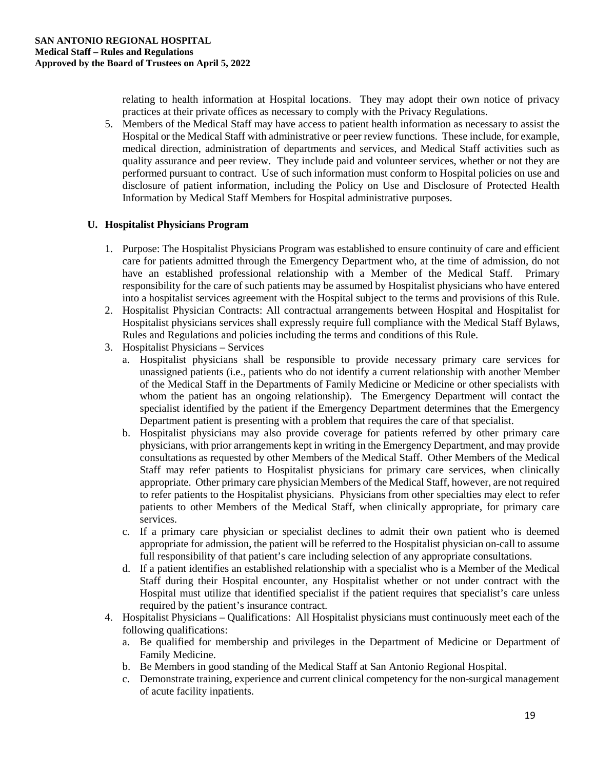relating to health information at Hospital locations. They may adopt their own notice of privacy practices at their private offices as necessary to comply with the Privacy Regulations.

5. Members of the Medical Staff may have access to patient health information as necessary to assist the Hospital or the Medical Staff with administrative or peer review functions. These include, for example, medical direction, administration of departments and services, and Medical Staff activities such as quality assurance and peer review. They include paid and volunteer services, whether or not they are performed pursuant to contract. Use of such information must conform to Hospital policies on use and disclosure of patient information, including the Policy on Use and Disclosure of Protected Health Information by Medical Staff Members for Hospital administrative purposes.

## U. Hospitalist Physicians Program

1. Purpose: The Hospitalist Physicians Program was established to ensure continuity of care and efficient care for patients admitted through the Emergency Department who, at the time of admission, do not have an established professional relationship with a Member of the Medical Staff. Primary responsibility for the care of such patients may be assumed by Hospitalist physicians who have entered into a hospitalist services agreement with the Hospital subject to the terms and provisions of this Rule.
2. Hospitalist Physician Contracts: All contractual arrangements between Hospital and Hospitalist for Hospitalist physicians services shall expressly require full compliance with the Medical Staff Bylaws, Rules and Regulations and policies including the terms and conditions of this Rule.
3. Hospitalist Physicians – Services
   a. Hospitalist physicians shall be responsible to provide necessary primary care services for unassigned patients (i.e., patients who do not identify a current relationship with another Member of the Medical Staff in the Departments of Family Medicine or Medicine or other specialists with whom the patient has an ongoing relationship). The Emergency Department will contact the specialist identified by the patient if the Emergency Department determines that the Emergency Department patient is presenting with a problem that requires the care of that specialist.
   b. Hospitalist physicians may also provide coverage for patients referred by other primary care physicians, with prior arrangements kept in writing in the Emergency Department, and may provide consultations as requested by other Members of the Medical Staff. Other Members of the Medical Staff may refer patients to Hospitalist physicians for primary care services, when clinically appropriate. Other primary care physician Members of the Medical Staff, however, are not required to refer patients to the Hospitalist physicians. Physicians from other specialties may elect to refer patients to other Members of the Medical Staff, when clinically appropriate, for primary care services.
   c. If a primary care physician or specialist declines to admit their own patient who is deemed appropriate for admission, the patient will be referred to the Hospitalist physician on-call to assume full responsibility of that patient's care including selection of any appropriate consultations.
   d. If a patient identifies an established relationship with a specialist who is a Member of the Medical Staff during their Hospital encounter, any Hospitalist whether or not under contract with the Hospital must utilize that identified specialist if the patient requires that specialist's care unless required by the patient's insurance contract.
4. Hospitalist Physicians – Qualifications: All Hospitalist physicians must continuously meet each of the following qualifications:
   a. Be qualified for membership and privileges in the Department of Medicine or Department of Family Medicine.
   b. Be Members in good standing of the Medical Staff at San Antonio Regional Hospital.
   c. Demonstrate training, experience and current clinical competency for the non-surgical management of acute facility inpatients.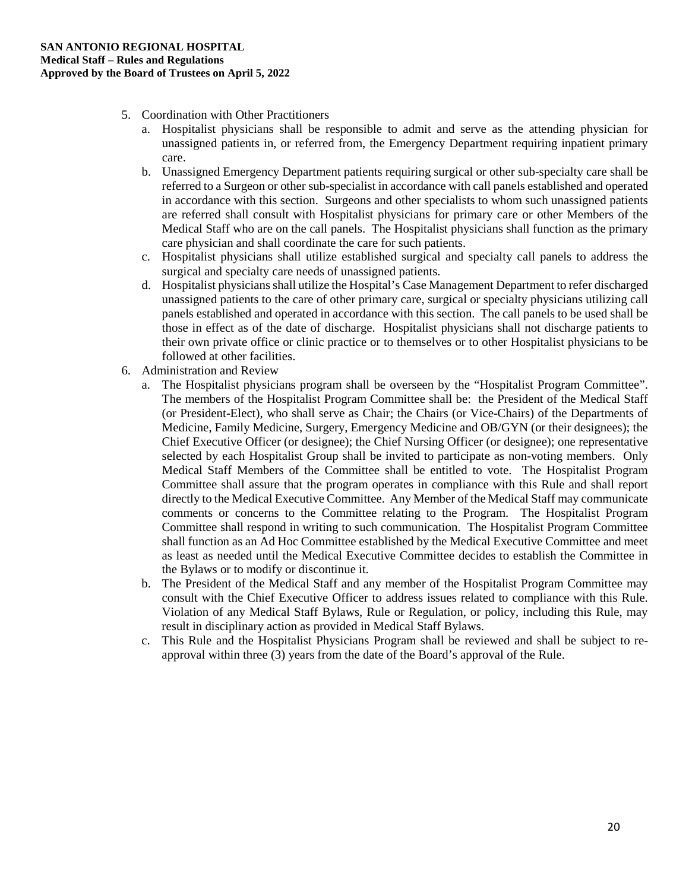5. Coordination with Other Practitioners
   a. Hospitalist physicians shall be responsible to admit and serve as the attending physician for unassigned patients in, or referred from, the Emergency Department requiring inpatient primary care.
   b. Unassigned Emergency Department patients requiring surgical or other sub-specialty care shall be referred to a Surgeon or other sub-specialist in accordance with call panels established and operated in accordance with this section. Surgeons and other specialists to whom such unassigned patients are referred shall consult with Hospitalist physicians for primary care or other Members of the Medical Staff who are on the call panels. The Hospitalist physicians shall function as the primary care physician and shall coordinate the care for such patients.
   c. Hospitalist physicians shall utilize established surgical and specialty call panels to address the surgical and specialty care needs of unassigned patients.
   d. Hospitalist physicians shall utilize the Hospital's Case Management Department to refer discharged unassigned patients to the care of other primary care, surgical or specialty physicians utilizing call panels established and operated in accordance with this section. The call panels to be used shall be those in effect as of the date of discharge. Hospitalist physicians shall not discharge patients to their own private office or clinic practice or to themselves or to other Hospitalist physicians to be followed at other facilities.
6. Administration and Review
   a. The Hospitalist physicians program shall be overseen by the "Hospitalist Program Committee". The members of the Hospitalist Program Committee shall be: the President of the Medical Staff (or President-Elect), who shall serve as Chair; the Chairs (or Vice-Chairs) of the Departments of Medicine, Family Medicine, Surgery, Emergency Medicine and OB/GYN (or their designees); the Chief Executive Officer (or designee); the Chief Nursing Officer (or designee); one representative selected by each Hospitalist Group shall be invited to participate as non-voting members. Only Medical Staff Members of the Committee shall be entitled to vote. The Hospitalist Program Committee shall assure that the program operates in compliance with this Rule and shall report directly to the Medical Executive Committee. Any Member of the Medical Staff may communicate comments or concerns to the Committee relating to the Program. The Hospitalist Program Committee shall respond in writing to such communication. The Hospitalist Program Committee shall function as an Ad Hoc Committee established by the Medical Executive Committee and meet as least as needed until the Medical Executive Committee decides to establish the Committee in the Bylaws or to modify or discontinue it.
   b. The President of the Medical Staff and any member of the Hospitalist Program Committee may consult with the Chief Executive Officer to address issues related to compliance with this Rule. Violation of any Medical Staff Bylaws, Rule or Regulation, or policy, including this Rule, may result in disciplinary action as provided in Medical Staff Bylaws.
   c. This Rule and the Hospitalist Physicians Program shall be reviewed and shall be subject to re-approval within three (3) years from the date of the Board's approval of the Rule.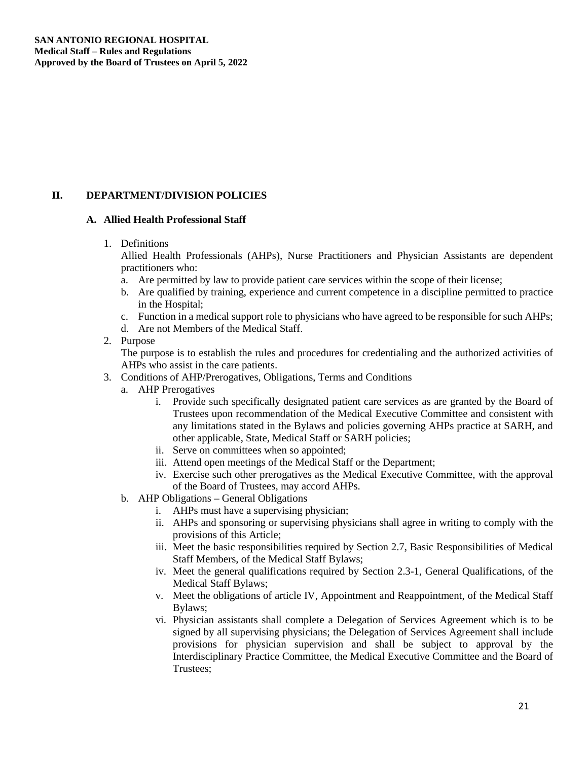## II. DEPARTMENT/DIVISION POLICIES

### A. Allied Health Professional Staff

1. Definitions

   Allied Health Professionals (AHPs), Nurse Practitioners and Physician Assistants are dependent practitioners who:

   a. Are permitted by law to provide patient care services within the scope of their license;
   b. Are qualified by training, experience and current competence in a discipline permitted to practice in the Hospital;
   c. Function in a medical support role to physicians who have agreed to be responsible for such AHPs;
   d. Are not Members of the Medical Staff.

2. Purpose

   The purpose is to establish the rules and procedures for credentialing and the authorized activities of AHPs who assist in the care patients.

3. Conditions of AHP/Prerogatives, Obligations, Terms and Conditions

   a. AHP Prerogatives

      i. Provide such specifically designated patient care services as are granted by the Board of Trustees upon recommendation of the Medical Executive Committee and consistent with any limitations stated in the Bylaws and policies governing AHPs practice at SARH, and other applicable, State, Medical Staff or SARH policies;
      ii. Serve on committees when so appointed;
      iii. Attend open meetings of the Medical Staff or the Department;
      iv. Exercise such other prerogatives as the Medical Executive Committee, with the approval of the Board of Trustees, may accord AHPs.

   b. AHP Obligations – General Obligations

      i. AHPs must have a supervising physician;
      ii. AHPs and sponsoring or supervising physicians shall agree in writing to comply with the provisions of this Article;
      iii. Meet the basic responsibilities required by Section 2.7, Basic Responsibilities of Medical Staff Members, of the Medical Staff Bylaws;
      iv. Meet the general qualifications required by Section 2.3-1, General Qualifications, of the Medical Staff Bylaws;
      v. Meet the obligations of article IV, Appointment and Reappointment, of the Medical Staff Bylaws;
      vi. Physician assistants shall complete a Delegation of Services Agreement which is to be signed by all supervising physicians; the Delegation of Services Agreement shall include provisions for physician supervision and shall be subject to approval by the Interdisciplinary Practice Committee, the Medical Executive Committee and the Board of Trustees;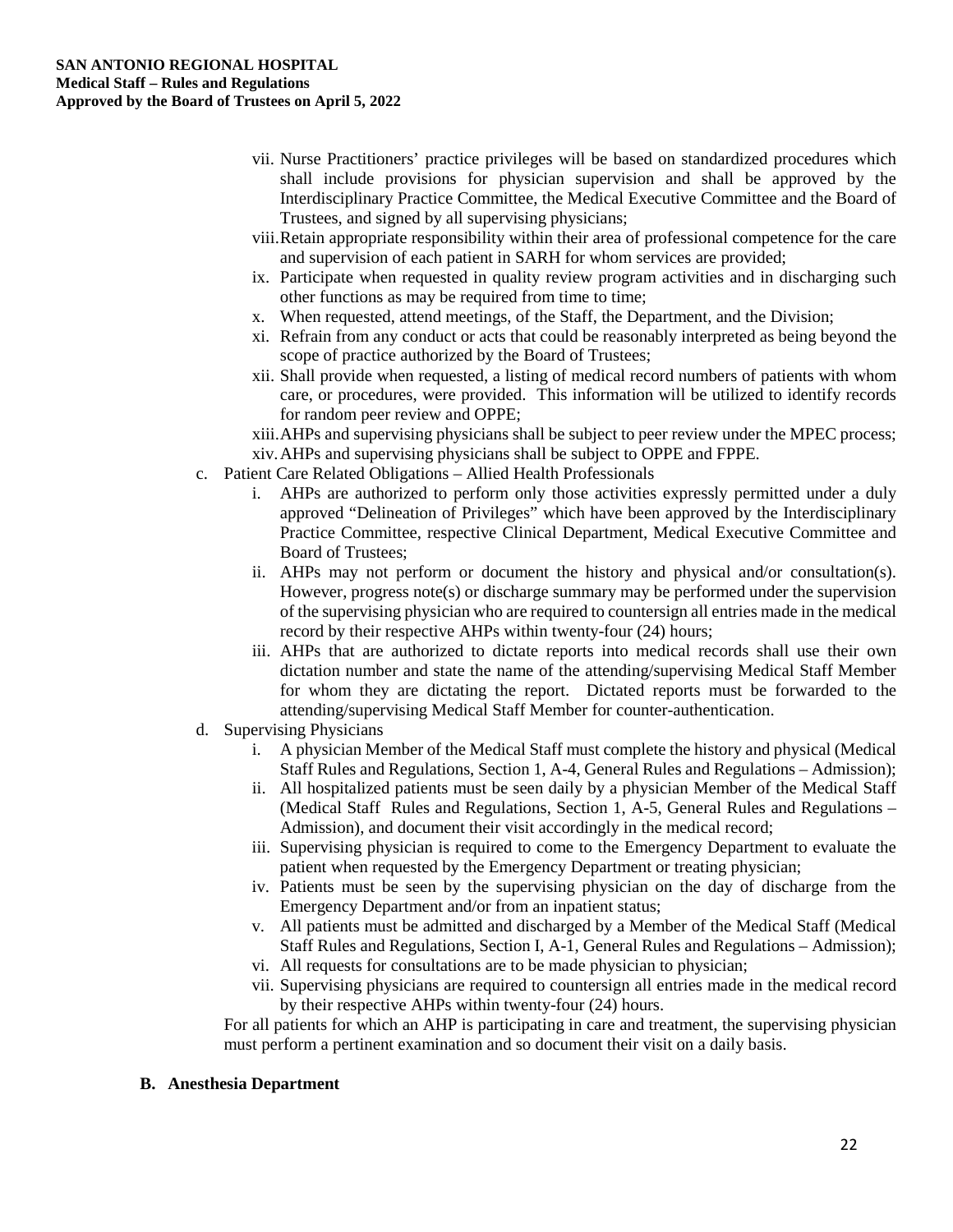vii. Nurse Practitioners' practice privileges will be based on standardized procedures which shall include provisions for physician supervision and shall be approved by the Interdisciplinary Practice Committee, the Medical Executive Committee and the Board of Trustees, and signed by all supervising physicians;

viii. Retain appropriate responsibility within their area of professional competence for the care and supervision of each patient in SARH for whom services are provided;

ix. Participate when requested in quality review program activities and in discharging such other functions as may be required from time to time;

x. When requested, attend meetings, of the Staff, the Department, and the Division;

xi. Refrain from any conduct or acts that could be reasonably interpreted as being beyond the scope of practice authorized by the Board of Trustees;

xii. Shall provide when requested, a listing of medical record numbers of patients with whom care, or procedures, were provided. This information will be utilized to identify records for random peer review and OPPE;

xiii. AHPs and supervising physicians shall be subject to peer review under the MPEC process;

xiv. AHPs and supervising physicians shall be subject to OPPE and FPPE.

c. Patient Care Related Obligations – Allied Health Professionals

i. AHPs are authorized to perform only those activities expressly permitted under a duly approved "Delineation of Privileges" which have been approved by the Interdisciplinary Practice Committee, respective Clinical Department, Medical Executive Committee and Board of Trustees;

ii. AHPs may not perform or document the history and physical and/or consultation(s). However, progress note(s) or discharge summary may be performed under the supervision of the supervising physician who are required to countersign all entries made in the medical record by their respective AHPs within twenty-four (24) hours;

iii. AHPs that are authorized to dictate reports into medical records shall use their own dictation number and state the name of the attending/supervising Medical Staff Member for whom they are dictating the report. Dictated reports must be forwarded to the attending/supervising Medical Staff Member for counter-authentication.

d. Supervising Physicians

i. A physician Member of the Medical Staff must complete the history and physical (Medical Staff Rules and Regulations, Section 1, A-4, General Rules and Regulations – Admission);

ii. All hospitalized patients must be seen daily by a physician Member of the Medical Staff (Medical Staff Rules and Regulations, Section 1, A-5, General Rules and Regulations – Admission), and document their visit accordingly in the medical record;

iii. Supervising physician is required to come to the Emergency Department to evaluate the patient when requested by the Emergency Department or treating physician;

iv. Patients must be seen by the supervising physician on the day of discharge from the Emergency Department and/or from an inpatient status;

v. All patients must be admitted and discharged by a Member of the Medical Staff (Medical Staff Rules and Regulations, Section I, A-1, General Rules and Regulations – Admission);

vi. All requests for consultations are to be made physician to physician;

vii. Supervising physicians are required to countersign all entries made in the medical record by their respective AHPs within twenty-four (24) hours.

For all patients for which an AHP is participating in care and treatment, the supervising physician must perform a pertinent examination and so document their visit on a daily basis.

## B. Anesthesia Department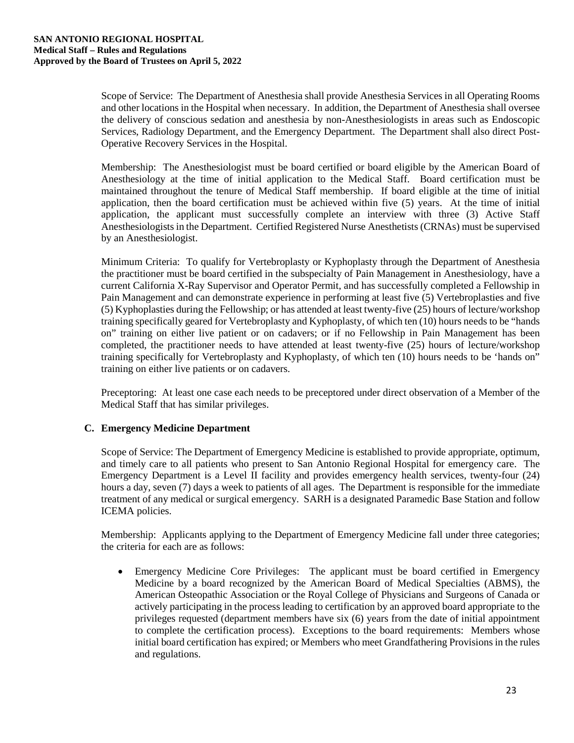Scope of Service: The Department of Anesthesia shall provide Anesthesia Services in all Operating Rooms and other locations in the Hospital when necessary. In addition, the Department of Anesthesia shall oversee the delivery of conscious sedation and anesthesia by non-Anesthesiologists in areas such as Endoscopic Services, Radiology Department, and the Emergency Department. The Department shall also direct Post-Operative Recovery Services in the Hospital.

Membership: The Anesthesiologist must be board certified or board eligible by the American Board of Anesthesiology at the time of initial application to the Medical Staff. Board certification must be maintained throughout the tenure of Medical Staff membership. If board eligible at the time of initial application, then the board certification must be achieved within five (5) years. At the time of initial application, the applicant must successfully complete an interview with three (3) Active Staff Anesthesiologists in the Department. Certified Registered Nurse Anesthetists (CRNAs) must be supervised by an Anesthesiologist.

Minimum Criteria: To qualify for Vertebroplasty or Kyphoplasty through the Department of Anesthesia the practitioner must be board certified in the subspecialty of Pain Management in Anesthesiology, have a current California X-Ray Supervisor and Operator Permit, and has successfully completed a Fellowship in Pain Management and can demonstrate experience in performing at least five (5) Vertebroplasties and five (5) Kyphoplasties during the Fellowship; or has attended at least twenty-five (25) hours of lecture/workshop training specifically geared for Vertebroplasty and Kyphoplasty, of which ten (10) hours needs to be "hands on" training on either live patient or on cadavers; or if no Fellowship in Pain Management has been completed, the practitioner needs to have attended at least twenty-five (25) hours of lecture/workshop training specifically for Vertebroplasty and Kyphoplasty, of which ten (10) hours needs to be 'hands on" training on either live patients or on cadavers.

Preceptoring: At least one case each needs to be preceptored under direct observation of a Member of the Medical Staff that has similar privileges.

### C. Emergency Medicine Department

Scope of Service: The Department of Emergency Medicine is established to provide appropriate, optimum, and timely care to all patients who present to San Antonio Regional Hospital for emergency care. The Emergency Department is a Level II facility and provides emergency health services, twenty-four (24) hours a day, seven (7) days a week to patients of all ages. The Department is responsible for the immediate treatment of any medical or surgical emergency. SARH is a designated Paramedic Base Station and follow ICEMA policies.

Membership: Applicants applying to the Department of Emergency Medicine fall under three categories; the criteria for each are as follows:

- Emergency Medicine Core Privileges: The applicant must be board certified in Emergency Medicine by a board recognized by the American Board of Medical Specialties (ABMS), the American Osteopathic Association or the Royal College of Physicians and Surgeons of Canada or actively participating in the process leading to certification by an approved board appropriate to the privileges requested (department members have six (6) years from the date of initial appointment to complete the certification process). Exceptions to the board requirements: Members whose initial board certification has expired; or Members who meet Grandfathering Provisions in the rules and regulations.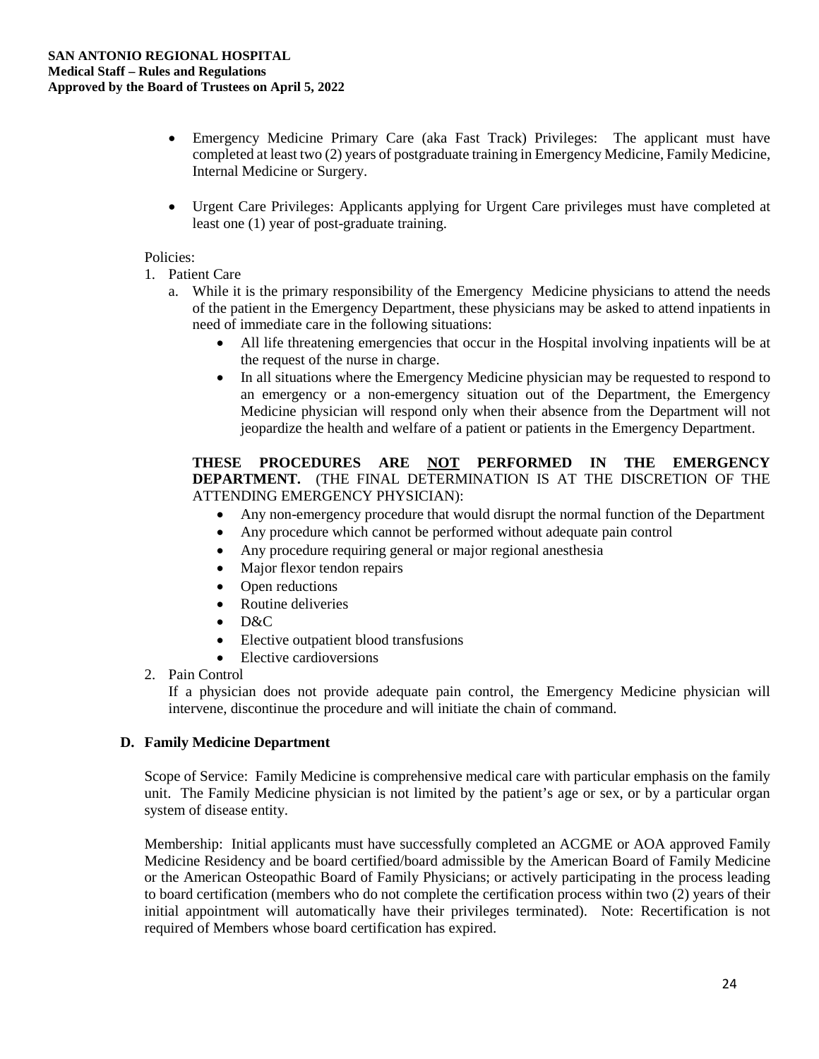- Emergency Medicine Primary Care (aka Fast Track) Privileges: The applicant must have completed at least two (2) years of postgraduate training in Emergency Medicine, Family Medicine, Internal Medicine or Surgery.

- Urgent Care Privileges: Applicants applying for Urgent Care privileges must have completed at least one (1) year of post-graduate training.

Policies:

1. Patient Care
   a. While it is the primary responsibility of the Emergency Medicine physicians to attend the needs of the patient in the Emergency Department, these physicians may be asked to attend inpatients in need of immediate care in the following situations:
      - All life threatening emergencies that occur in the Hospital involving inpatients will be at the request of the nurse in charge.
      - In all situations where the Emergency Medicine physician may be requested to respond to an emergency or a non-emergency situation out of the Department, the Emergency Medicine physician will respond only when their absence from the Department will not jeopardize the health and welfare of a patient or patients in the Emergency Department.

   **THESE PROCEDURES ARE <u>NOT</u> PERFORMED IN THE EMERGENCY DEPARTMENT.** (THE FINAL DETERMINATION IS AT THE DISCRETION OF THE ATTENDING EMERGENCY PHYSICIAN):
      - Any non-emergency procedure that would disrupt the normal function of the Department
      - Any procedure which cannot be performed without adequate pain control
      - Any procedure requiring general or major regional anesthesia
      - Major flexor tendon repairs
      - Open reductions
      - Routine deliveries
      - D&C
      - Elective outpatient blood transfusions
      - Elective cardioversions
2. Pain Control
   If a physician does not provide adequate pain control, the Emergency Medicine physician will intervene, discontinue the procedure and will initiate the chain of command.

### D. Family Medicine Department

Scope of Service: Family Medicine is comprehensive medical care with particular emphasis on the family unit. The Family Medicine physician is not limited by the patient's age or sex, or by a particular organ system of disease entity.

Membership: Initial applicants must have successfully completed an ACGME or AOA approved Family Medicine Residency and be board certified/board admissible by the American Board of Family Medicine or the American Osteopathic Board of Family Physicians; or actively participating in the process leading to board certification (members who do not complete the certification process within two (2) years of their initial appointment will automatically have their privileges terminated). Note: Recertification is not required of Members whose board certification has expired.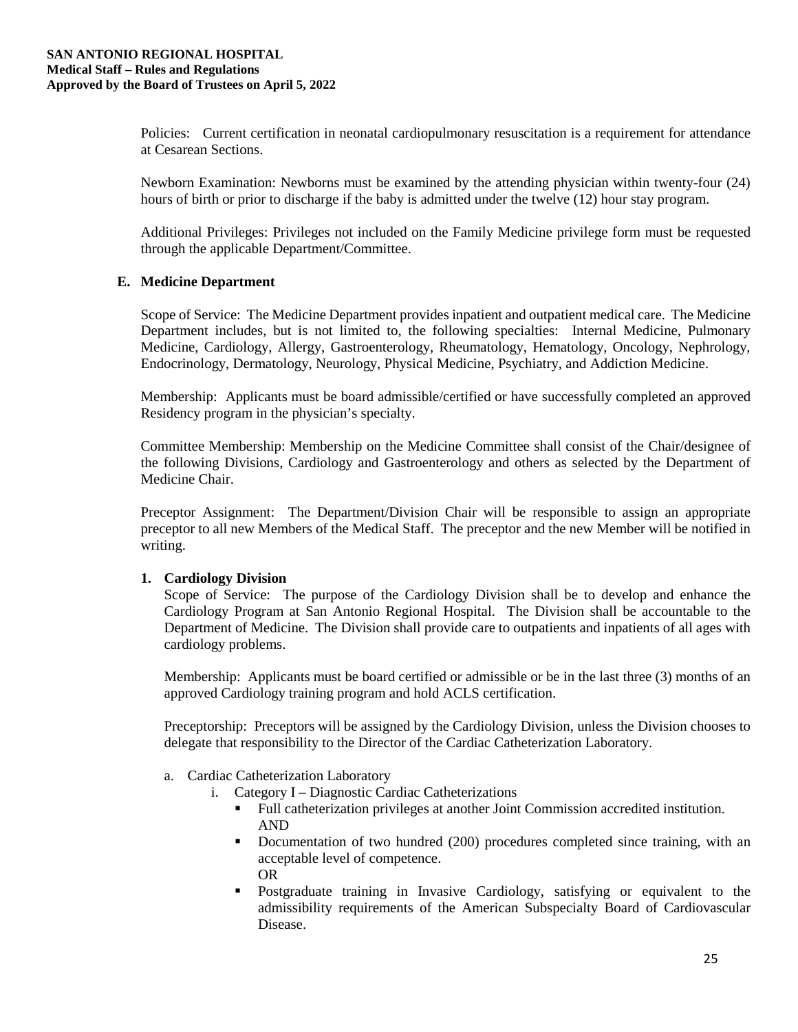Policies: Current certification in neonatal cardiopulmonary resuscitation is a requirement for attendance at Cesarean Sections.

Newborn Examination: Newborns must be examined by the attending physician within twenty-four (24) hours of birth or prior to discharge if the baby is admitted under the twelve (12) hour stay program.

Additional Privileges: Privileges not included on the Family Medicine privilege form must be requested through the applicable Department/Committee.

### E. Medicine Department

Scope of Service: The Medicine Department provides inpatient and outpatient medical care. The Medicine Department includes, but is not limited to, the following specialties: Internal Medicine, Pulmonary Medicine, Cardiology, Allergy, Gastroenterology, Rheumatology, Hematology, Oncology, Nephrology, Endocrinology, Dermatology, Neurology, Physical Medicine, Psychiatry, and Addiction Medicine.

Membership: Applicants must be board admissible/certified or have successfully completed an approved Residency program in the physician's specialty.

Committee Membership: Membership on the Medicine Committee shall consist of the Chair/designee of the following Divisions, Cardiology and Gastroenterology and others as selected by the Department of Medicine Chair.

Preceptor Assignment: The Department/Division Chair will be responsible to assign an appropriate preceptor to all new Members of the Medical Staff. The preceptor and the new Member will be notified in writing.

#### 1. Cardiology Division

Scope of Service: The purpose of the Cardiology Division shall be to develop and enhance the Cardiology Program at San Antonio Regional Hospital. The Division shall be accountable to the Department of Medicine. The Division shall provide care to outpatients and inpatients of all ages with cardiology problems.

Membership: Applicants must be board certified or admissible or be in the last three (3) months of an approved Cardiology training program and hold ACLS certification.

Preceptorship: Preceptors will be assigned by the Cardiology Division, unless the Division chooses to delegate that responsibility to the Director of the Cardiac Catheterization Laboratory.

a. Cardiac Catheterization Laboratory
   - i. Category I – Diagnostic Cardiac Catheterizations
     - Full catheterization privileges at another Joint Commission accredited institution.
       AND
     - Documentation of two hundred (200) procedures completed since training, with an acceptable level of competence.
       OR
     - Postgraduate training in Invasive Cardiology, satisfying or equivalent to the admissibility requirements of the American Subspecialty Board of Cardiovascular Disease.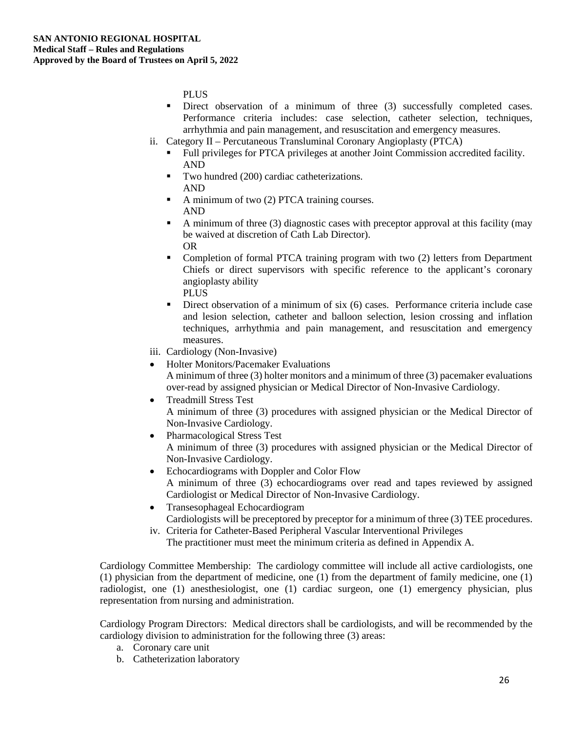PLUS

- Direct observation of a minimum of three (3) successfully completed cases. Performance criteria includes: case selection, catheter selection, techniques, arrhythmia and pain management, and resuscitation and emergency measures.

ii. Category II – Percutaneous Transluminal Coronary Angioplasty (PTCA)

- Full privileges for PTCA privileges at another Joint Commission accredited facility.
  AND
- Two hundred (200) cardiac catheterizations.
  AND
- A minimum of two (2) PTCA training courses.
  AND
- A minimum of three (3) diagnostic cases with preceptor approval at this facility (may be waived at discretion of Cath Lab Director).
  OR
- Completion of formal PTCA training program with two (2) letters from Department Chiefs or direct supervisors with specific reference to the applicant's coronary angioplasty ability
  PLUS
- Direct observation of a minimum of six (6) cases. Performance criteria include case and lesion selection, catheter and balloon selection, lesion crossing and inflation techniques, arrhythmia and pain management, and resuscitation and emergency measures.

iii. Cardiology (Non-Invasive)

- Holter Monitors/Pacemaker Evaluations
  A minimum of three (3) holter monitors and a minimum of three (3) pacemaker evaluations over-read by assigned physician or Medical Director of Non-Invasive Cardiology.
- Treadmill Stress Test
  A minimum of three (3) procedures with assigned physician or the Medical Director of Non-Invasive Cardiology.
- Pharmacological Stress Test
  A minimum of three (3) procedures with assigned physician or the Medical Director of Non-Invasive Cardiology.
- Echocardiograms with Doppler and Color Flow
  A minimum of three (3) echocardiograms over read and tapes reviewed by assigned Cardiologist or Medical Director of Non-Invasive Cardiology.
- Transesophageal Echocardiogram
  Cardiologists will be preceptored by preceptor for a minimum of three (3) TEE procedures.

iv. Criteria for Catheter-Based Peripheral Vascular Interventional Privileges
The practitioner must meet the minimum criteria as defined in Appendix A.

Cardiology Committee Membership: The cardiology committee will include all active cardiologists, one (1) physician from the department of medicine, one (1) from the department of family medicine, one (1) radiologist, one (1) anesthesiologist, one (1) cardiac surgeon, one (1) emergency physician, plus representation from nursing and administration.

Cardiology Program Directors: Medical directors shall be cardiologists, and will be recommended by the cardiology division to administration for the following three (3) areas:

a. Coronary care unit
b. Catheterization laboratory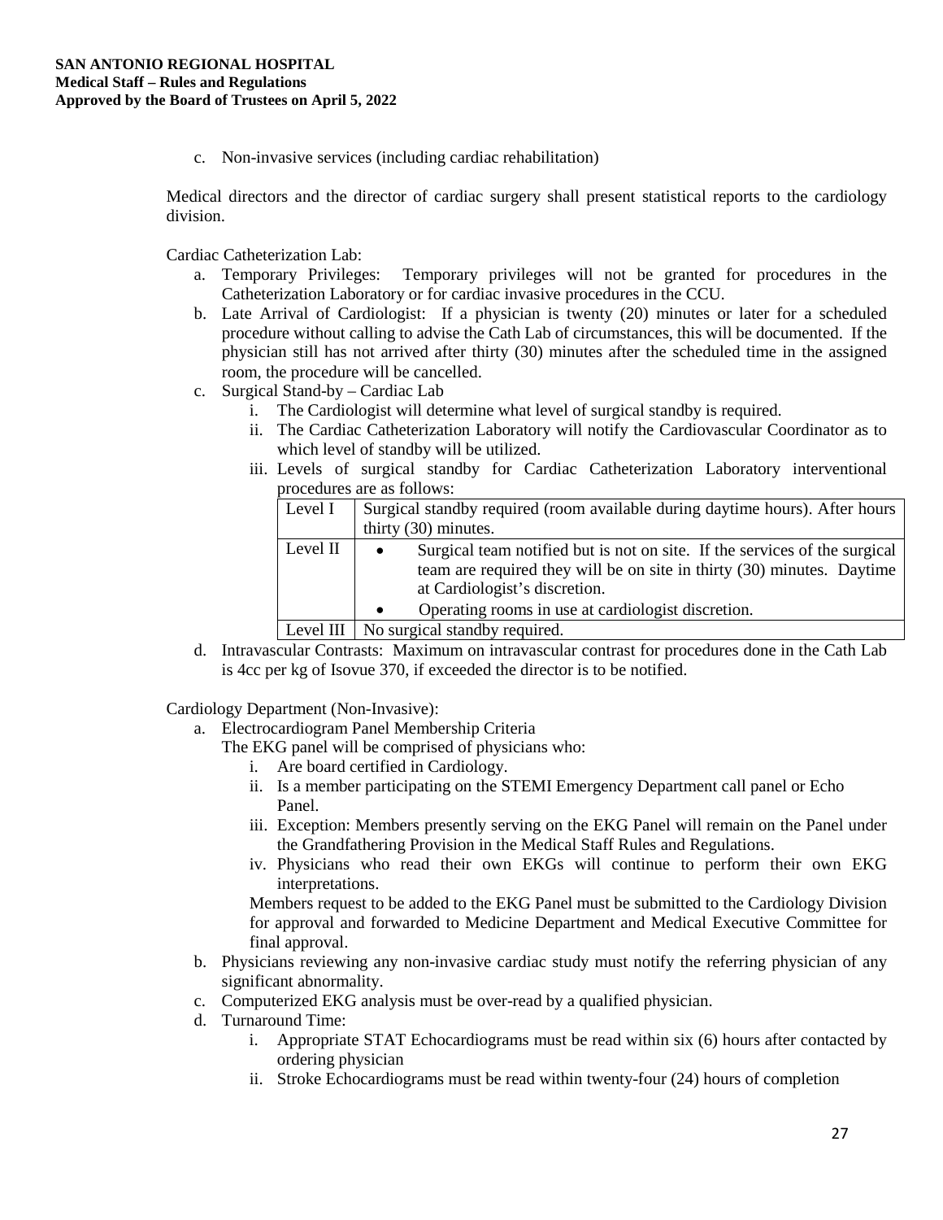c. Non-invasive services (including cardiac rehabilitation)

Medical directors and the director of cardiac surgery shall present statistical reports to the cardiology division.

Cardiac Catheterization Lab:

a. Temporary Privileges: Temporary privileges will not be granted for procedures in the Catheterization Laboratory or for cardiac invasive procedures in the CCU.
b. Late Arrival of Cardiologist: If a physician is twenty (20) minutes or later for a scheduled procedure without calling to advise the Cath Lab of circumstances, this will be documented. If the physician still has not arrived after thirty (30) minutes after the scheduled time in the assigned room, the procedure will be cancelled.
c. Surgical Stand-by – Cardiac Lab
    i. The Cardiologist will determine what level of surgical standby is required.
    ii. The Cardiac Catheterization Laboratory will notify the Cardiovascular Coordinator as to which level of standby will be utilized.
    iii. Levels of surgical standby for Cardiac Catheterization Laboratory interventional procedures are as follows:

| Level | Description |
|---|---|
| Level I | Surgical standby required (room available during daytime hours). After hours thirty (30) minutes. |
| Level II | • Surgical team notified but is not on site. If the services of the surgical team are required they will be on site in thirty (30) minutes. Daytime at Cardiologist's discretion.<br>• Operating rooms in use at cardiologist discretion. |
| Level III | No surgical standby required. |

d. Intravascular Contrasts: Maximum on intravascular contrast for procedures done in the Cath Lab is 4cc per kg of Isovue 370, if exceeded the director is to be notified.

Cardiology Department (Non-Invasive):

a. Electrocardiogram Panel Membership Criteria
   The EKG panel will be comprised of physicians who:
    i. Are board certified in Cardiology.
    ii. Is a member participating on the STEMI Emergency Department call panel or Echo Panel.
    iii. Exception: Members presently serving on the EKG Panel will remain on the Panel under the Grandfathering Provision in the Medical Staff Rules and Regulations.
    iv. Physicians who read their own EKGs will continue to perform their own EKG interpretations.

   Members request to be added to the EKG Panel must be submitted to the Cardiology Division for approval and forwarded to Medicine Department and Medical Executive Committee for final approval.
b. Physicians reviewing any non-invasive cardiac study must notify the referring physician of any significant abnormality.
c. Computerized EKG analysis must be over-read by a qualified physician.
d. Turnaround Time:
    i. Appropriate STAT Echocardiograms must be read within six (6) hours after contacted by ordering physician
    ii. Stroke Echocardiograms must be read within twenty-four (24) hours of completion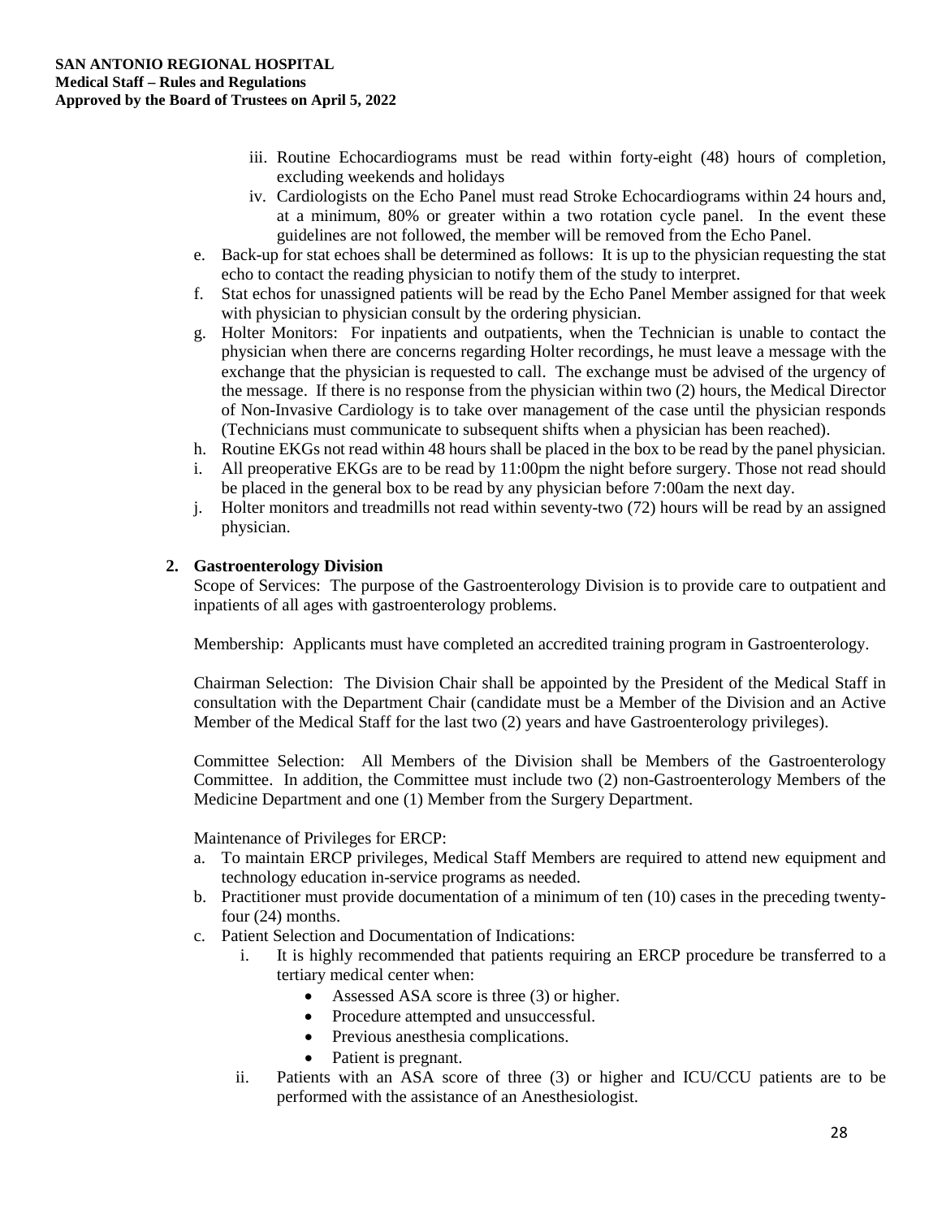iii. Routine Echocardiograms must be read within forty-eight (48) hours of completion, excluding weekends and holidays

iv. Cardiologists on the Echo Panel must read Stroke Echocardiograms within 24 hours and, at a minimum, 80% or greater within a two rotation cycle panel. In the event these guidelines are not followed, the member will be removed from the Echo Panel.

e. Back-up for stat echoes shall be determined as follows: It is up to the physician requesting the stat echo to contact the reading physician to notify them of the study to interpret.

f. Stat echos for unassigned patients will be read by the Echo Panel Member assigned for that week with physician to physician consult by the ordering physician.

g. Holter Monitors: For inpatients and outpatients, when the Technician is unable to contact the physician when there are concerns regarding Holter recordings, he must leave a message with the exchange that the physician is requested to call. The exchange must be advised of the urgency of the message. If there is no response from the physician within two (2) hours, the Medical Director of Non-Invasive Cardiology is to take over management of the case until the physician responds (Technicians must communicate to subsequent shifts when a physician has been reached).

h. Routine EKGs not read within 48 hours shall be placed in the box to be read by the panel physician.

i. All preoperative EKGs are to be read by 11:00pm the night before surgery. Those not read should be placed in the general box to be read by any physician before 7:00am the next day.

j. Holter monitors and treadmills not read within seventy-two (72) hours will be read by an assigned physician.

### 2. Gastroenterology Division

Scope of Services: The purpose of the Gastroenterology Division is to provide care to outpatient and inpatients of all ages with gastroenterology problems.

Membership: Applicants must have completed an accredited training program in Gastroenterology.

Chairman Selection: The Division Chair shall be appointed by the President of the Medical Staff in consultation with the Department Chair (candidate must be a Member of the Division and an Active Member of the Medical Staff for the last two (2) years and have Gastroenterology privileges).

Committee Selection: All Members of the Division shall be Members of the Gastroenterology Committee. In addition, the Committee must include two (2) non-Gastroenterology Members of the Medicine Department and one (1) Member from the Surgery Department.

Maintenance of Privileges for ERCP:

a. To maintain ERCP privileges, Medical Staff Members are required to attend new equipment and technology education in-service programs as needed.

b. Practitioner must provide documentation of a minimum of ten (10) cases in the preceding twenty-four (24) months.

c. Patient Selection and Documentation of Indications:

   i. It is highly recommended that patients requiring an ERCP procedure be transferred to a tertiary medical center when:
      - Assessed ASA score is three (3) or higher.
      - Procedure attempted and unsuccessful.
      - Previous anesthesia complications.
      - Patient is pregnant.

   ii. Patients with an ASA score of three (3) or higher and ICU/CCU patients are to be performed with the assistance of an Anesthesiologist.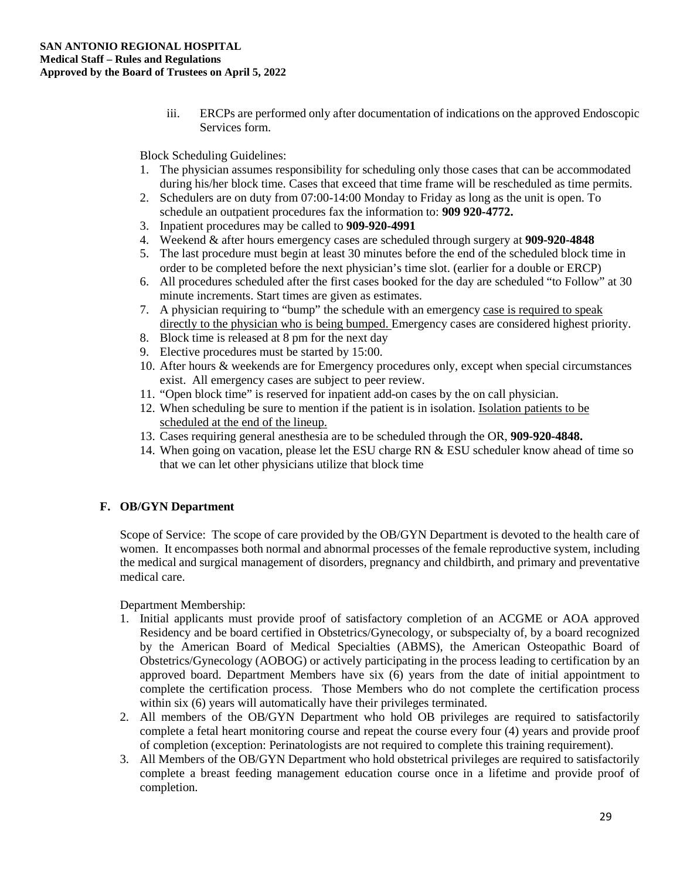iii. ERCPs are performed only after documentation of indications on the approved Endoscopic Services form.

Block Scheduling Guidelines:

1. The physician assumes responsibility for scheduling only those cases that can be accommodated during his/her block time. Cases that exceed that time frame will be rescheduled as time permits.
2. Schedulers are on duty from 07:00-14:00 Monday to Friday as long as the unit is open. To schedule an outpatient procedures fax the information to: **909 920-4772.**
3. Inpatient procedures may be called to **909-920-4991**
4. Weekend & after hours emergency cases are scheduled through surgery at **909-920-4848**
5. The last procedure must begin at least 30 minutes before the end of the scheduled block time in order to be completed before the next physician's time slot. (earlier for a double or ERCP)
6. All procedures scheduled after the first cases booked for the day are scheduled "to Follow" at 30 minute increments. Start times are given as estimates.
7. A physician requiring to "bump" the schedule with an emergency <u>case is required to speak directly to the physician who is being bumped.</u> Emergency cases are considered highest priority.
8. Block time is released at 8 pm for the next day
9. Elective procedures must be started by 15:00.
10. After hours & weekends are for Emergency procedures only, except when special circumstances exist. All emergency cases are subject to peer review.
11. "Open block time" is reserved for inpatient add-on cases by the on call physician.
12. When scheduling be sure to mention if the patient is in isolation. <u>Isolation patients to be scheduled at the end of the lineup.</u>
13. Cases requiring general anesthesia are to be scheduled through the OR, **909-920-4848.**
14. When going on vacation, please let the ESU charge RN & ESU scheduler know ahead of time so that we can let other physicians utilize that block time

## F. OB/GYN Department

Scope of Service: The scope of care provided by the OB/GYN Department is devoted to the health care of women. It encompasses both normal and abnormal processes of the female reproductive system, including the medical and surgical management of disorders, pregnancy and childbirth, and primary and preventative medical care.

Department Membership:

1. Initial applicants must provide proof of satisfactory completion of an ACGME or AOA approved Residency and be board certified in Obstetrics/Gynecology, or subspecialty of, by a board recognized by the American Board of Medical Specialties (ABMS), the American Osteopathic Board of Obstetrics/Gynecology (AOBOG) or actively participating in the process leading to certification by an approved board. Department Members have six (6) years from the date of initial appointment to complete the certification process. Those Members who do not complete the certification process within six (6) years will automatically have their privileges terminated.
2. All members of the OB/GYN Department who hold OB privileges are required to satisfactorily complete a fetal heart monitoring course and repeat the course every four (4) years and provide proof of completion (exception: Perinatologists are not required to complete this training requirement).
3. All Members of the OB/GYN Department who hold obstetrical privileges are required to satisfactorily complete a breast feeding management education course once in a lifetime and provide proof of completion.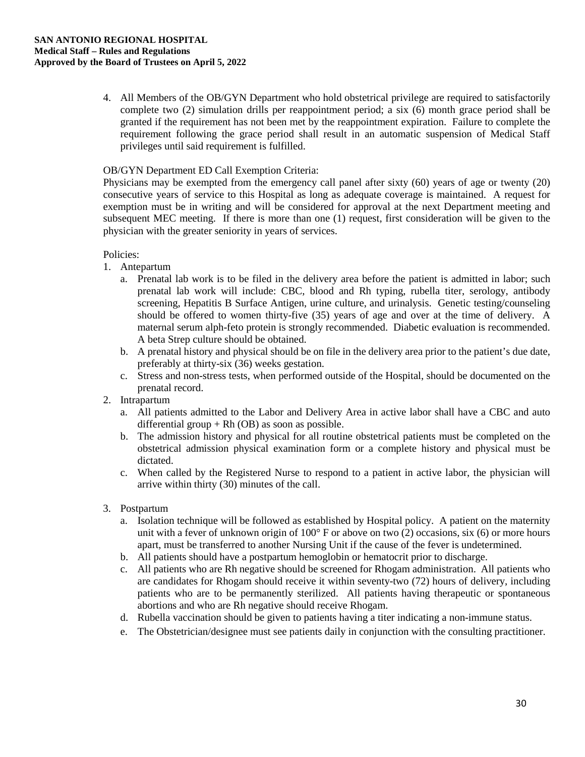4. All Members of the OB/GYN Department who hold obstetrical privilege are required to satisfactorily complete two (2) simulation drills per reappointment period; a six (6) month grace period shall be granted if the requirement has not been met by the reappointment expiration. Failure to complete the requirement following the grace period shall result in an automatic suspension of Medical Staff privileges until said requirement is fulfilled.

OB/GYN Department ED Call Exemption Criteria:
Physicians may be exempted from the emergency call panel after sixty (60) years of age or twenty (20) consecutive years of service to this Hospital as long as adequate coverage is maintained. A request for exemption must be in writing and will be considered for approval at the next Department meeting and subsequent MEC meeting. If there is more than one (1) request, first consideration will be given to the physician with the greater seniority in years of services.

Policies:

1. Antepartum
   a. Prenatal lab work is to be filed in the delivery area before the patient is admitted in labor; such prenatal lab work will include: CBC, blood and Rh typing, rubella titer, serology, antibody screening, Hepatitis B Surface Antigen, urine culture, and urinalysis. Genetic testing/counseling should be offered to women thirty-five (35) years of age and over at the time of delivery. A maternal serum alph-feto protein is strongly recommended. Diabetic evaluation is recommended. A beta Strep culture should be obtained.
   b. A prenatal history and physical should be on file in the delivery area prior to the patient's due date, preferably at thirty-six (36) weeks gestation.
   c. Stress and non-stress tests, when performed outside of the Hospital, should be documented on the prenatal record.
2. Intrapartum
   a. All patients admitted to the Labor and Delivery Area in active labor shall have a CBC and auto differential group + Rh (OB) as soon as possible.
   b. The admission history and physical for all routine obstetrical patients must be completed on the obstetrical admission physical examination form or a complete history and physical must be dictated.
   c. When called by the Registered Nurse to respond to a patient in active labor, the physician will arrive within thirty (30) minutes of the call.
3. Postpartum
   a. Isolation technique will be followed as established by Hospital policy. A patient on the maternity unit with a fever of unknown origin of 100° F or above on two (2) occasions, six (6) or more hours apart, must be transferred to another Nursing Unit if the cause of the fever is undetermined.
   b. All patients should have a postpartum hemoglobin or hematocrit prior to discharge.
   c. All patients who are Rh negative should be screened for Rhogam administration. All patients who are candidates for Rhogam should receive it within seventy-two (72) hours of delivery, including patients who are to be permanently sterilized. All patients having therapeutic or spontaneous abortions and who are Rh negative should receive Rhogam.
   d. Rubella vaccination should be given to patients having a titer indicating a non-immune status.
   e. The Obstetrician/designee must see patients daily in conjunction with the consulting practitioner.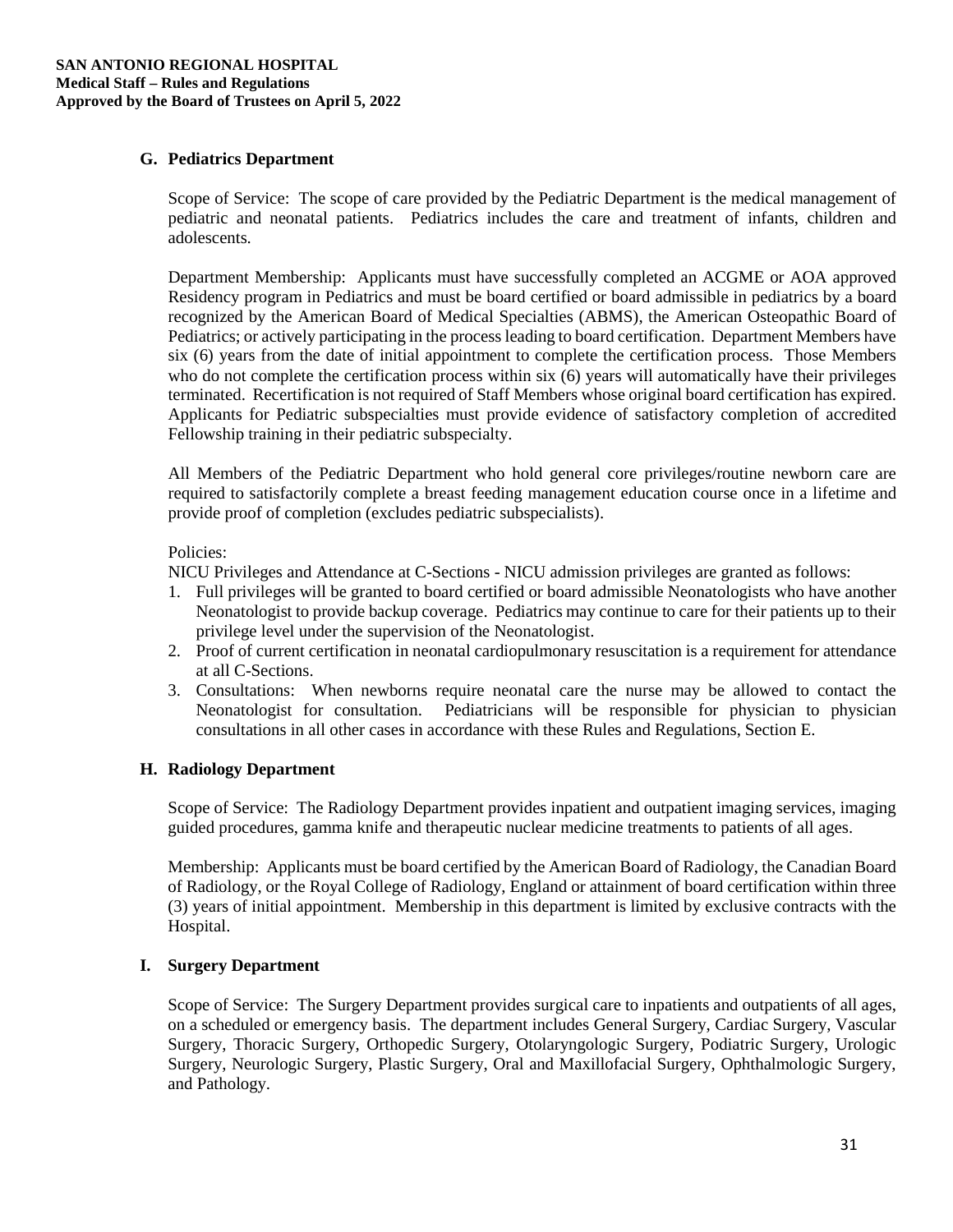### G. Pediatrics Department

Scope of Service: The scope of care provided by the Pediatric Department is the medical management of pediatric and neonatal patients. Pediatrics includes the care and treatment of infants, children and adolescents.

Department Membership: Applicants must have successfully completed an ACGME or AOA approved Residency program in Pediatrics and must be board certified or board admissible in pediatrics by a board recognized by the American Board of Medical Specialties (ABMS), the American Osteopathic Board of Pediatrics; or actively participating in the process leading to board certification. Department Members have six (6) years from the date of initial appointment to complete the certification process. Those Members who do not complete the certification process within six (6) years will automatically have their privileges terminated. Recertification is not required of Staff Members whose original board certification has expired. Applicants for Pediatric subspecialties must provide evidence of satisfactory completion of accredited Fellowship training in their pediatric subspecialty.

All Members of the Pediatric Department who hold general core privileges/routine newborn care are required to satisfactorily complete a breast feeding management education course once in a lifetime and provide proof of completion (excludes pediatric subspecialists).

Policies:

NICU Privileges and Attendance at C-Sections - NICU admission privileges are granted as follows:

1. Full privileges will be granted to board certified or board admissible Neonatologists who have another Neonatologist to provide backup coverage. Pediatrics may continue to care for their patients up to their privilege level under the supervision of the Neonatologist.
2. Proof of current certification in neonatal cardiopulmonary resuscitation is a requirement for attendance at all C-Sections.
3. Consultations: When newborns require neonatal care the nurse may be allowed to contact the Neonatologist for consultation. Pediatricians will be responsible for physician to physician consultations in all other cases in accordance with these Rules and Regulations, Section E.

### H. Radiology Department

Scope of Service: The Radiology Department provides inpatient and outpatient imaging services, imaging guided procedures, gamma knife and therapeutic nuclear medicine treatments to patients of all ages.

Membership: Applicants must be board certified by the American Board of Radiology, the Canadian Board of Radiology, or the Royal College of Radiology, England or attainment of board certification within three (3) years of initial appointment. Membership in this department is limited by exclusive contracts with the Hospital.

### I. Surgery Department

Scope of Service: The Surgery Department provides surgical care to inpatients and outpatients of all ages, on a scheduled or emergency basis. The department includes General Surgery, Cardiac Surgery, Vascular Surgery, Thoracic Surgery, Orthopedic Surgery, Otolaryngologic Surgery, Podiatric Surgery, Urologic Surgery, Neurologic Surgery, Plastic Surgery, Oral and Maxillofacial Surgery, Ophthalmologic Surgery, and Pathology.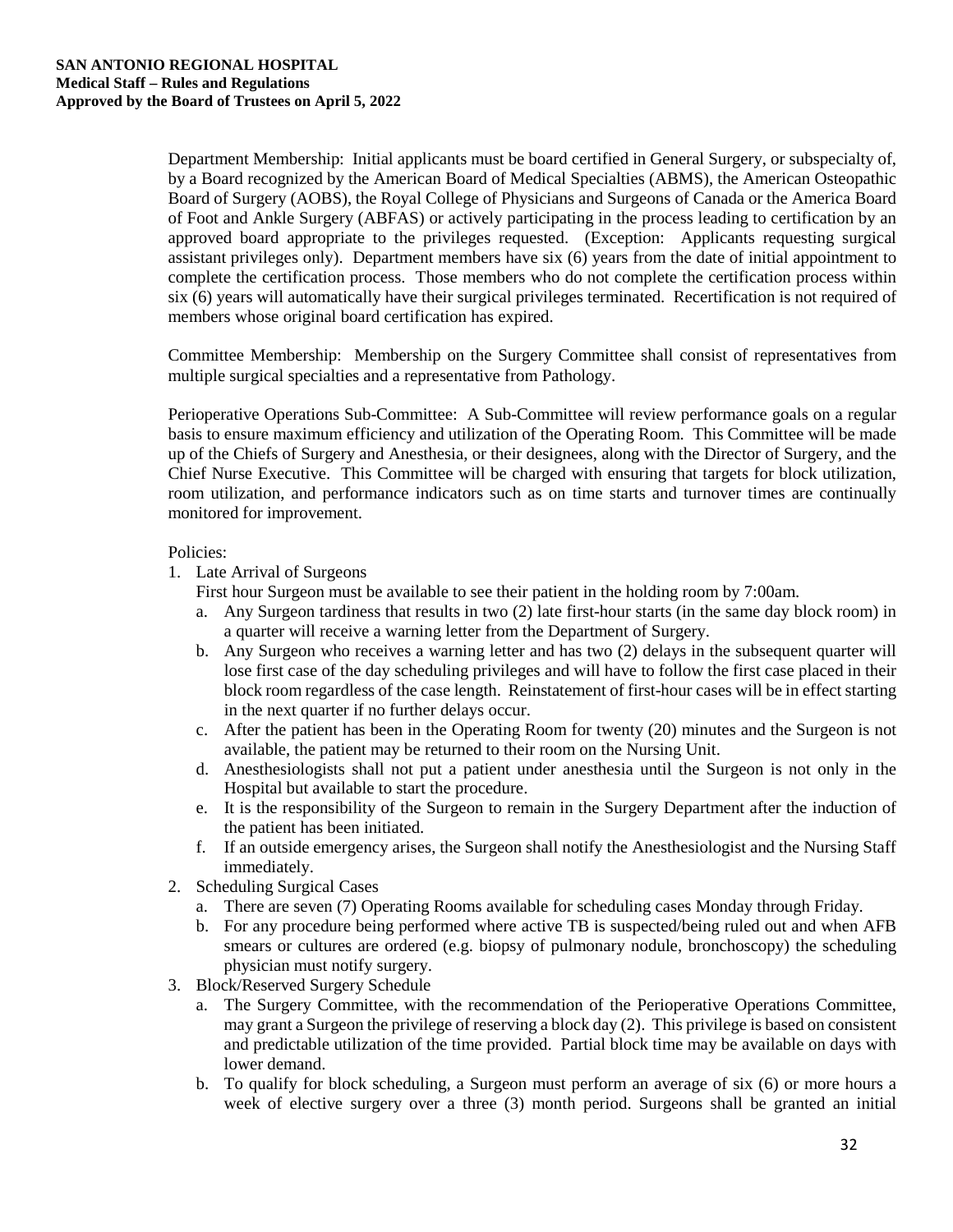Department Membership: Initial applicants must be board certified in General Surgery, or subspecialty of, by a Board recognized by the American Board of Medical Specialties (ABMS), the American Osteopathic Board of Surgery (AOBS), the Royal College of Physicians and Surgeons of Canada or the America Board of Foot and Ankle Surgery (ABFAS) or actively participating in the process leading to certification by an approved board appropriate to the privileges requested. (Exception: Applicants requesting surgical assistant privileges only). Department members have six (6) years from the date of initial appointment to complete the certification process. Those members who do not complete the certification process within six (6) years will automatically have their surgical privileges terminated. Recertification is not required of members whose original board certification has expired.

Committee Membership: Membership on the Surgery Committee shall consist of representatives from multiple surgical specialties and a representative from Pathology.

Perioperative Operations Sub-Committee: A Sub-Committee will review performance goals on a regular basis to ensure maximum efficiency and utilization of the Operating Room. This Committee will be made up of the Chiefs of Surgery and Anesthesia, or their designees, along with the Director of Surgery, and the Chief Nurse Executive. This Committee will be charged with ensuring that targets for block utilization, room utilization, and performance indicators such as on time starts and turnover times are continually monitored for improvement.

Policies:

1. Late Arrival of Surgeons

   First hour Surgeon must be available to see their patient in the holding room by 7:00am.

   a. Any Surgeon tardiness that results in two (2) late first-hour starts (in the same day block room) in a quarter will receive a warning letter from the Department of Surgery.
   b. Any Surgeon who receives a warning letter and has two (2) delays in the subsequent quarter will lose first case of the day scheduling privileges and will have to follow the first case placed in their block room regardless of the case length. Reinstatement of first-hour cases will be in effect starting in the next quarter if no further delays occur.
   c. After the patient has been in the Operating Room for twenty (20) minutes and the Surgeon is not available, the patient may be returned to their room on the Nursing Unit.
   d. Anesthesiologists shall not put a patient under anesthesia until the Surgeon is not only in the Hospital but available to start the procedure.
   e. It is the responsibility of the Surgeon to remain in the Surgery Department after the induction of the patient has been initiated.
   f. If an outside emergency arises, the Surgeon shall notify the Anesthesiologist and the Nursing Staff immediately.

2. Scheduling Surgical Cases

   a. There are seven (7) Operating Rooms available for scheduling cases Monday through Friday.
   b. For any procedure being performed where active TB is suspected/being ruled out and when AFB smears or cultures are ordered (e.g. biopsy of pulmonary nodule, bronchoscopy) the scheduling physician must notify surgery.

3. Block/Reserved Surgery Schedule

   a. The Surgery Committee, with the recommendation of the Perioperative Operations Committee, may grant a Surgeon the privilege of reserving a block day (2). This privilege is based on consistent and predictable utilization of the time provided. Partial block time may be available on days with lower demand.
   b. To qualify for block scheduling, a Surgeon must perform an average of six (6) or more hours a week of elective surgery over a three (3) month period. Surgeons shall be granted an initial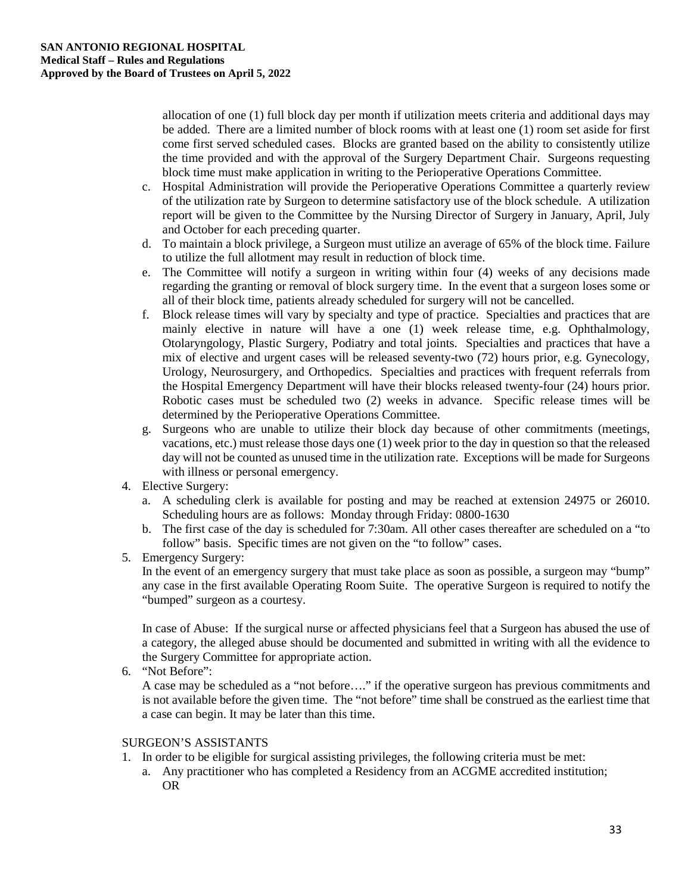allocation of one (1) full block day per month if utilization meets criteria and additional days may be added. There are a limited number of block rooms with at least one (1) room set aside for first come first served scheduled cases. Blocks are granted based on the ability to consistently utilize the time provided and with the approval of the Surgery Department Chair. Surgeons requesting block time must make application in writing to the Perioperative Operations Committee.

c. Hospital Administration will provide the Perioperative Operations Committee a quarterly review of the utilization rate by Surgeon to determine satisfactory use of the block schedule. A utilization report will be given to the Committee by the Nursing Director of Surgery in January, April, July and October for each preceding quarter.

d. To maintain a block privilege, a Surgeon must utilize an average of 65% of the block time. Failure to utilize the full allotment may result in reduction of block time.

e. The Committee will notify a surgeon in writing within four (4) weeks of any decisions made regarding the granting or removal of block surgery time. In the event that a surgeon loses some or all of their block time, patients already scheduled for surgery will not be cancelled.

f. Block release times will vary by specialty and type of practice. Specialties and practices that are mainly elective in nature will have a one (1) week release time, e.g. Ophthalmology, Otolaryngology, Plastic Surgery, Podiatry and total joints. Specialties and practices that have a mix of elective and urgent cases will be released seventy-two (72) hours prior, e.g. Gynecology, Urology, Neurosurgery, and Orthopedics. Specialties and practices with frequent referrals from the Hospital Emergency Department will have their blocks released twenty-four (24) hours prior. Robotic cases must be scheduled two (2) weeks in advance. Specific release times will be determined by the Perioperative Operations Committee.

g. Surgeons who are unable to utilize their block day because of other commitments (meetings, vacations, etc.) must release those days one (1) week prior to the day in question so that the released day will not be counted as unused time in the utilization rate. Exceptions will be made for Surgeons with illness or personal emergency.

4. Elective Surgery:
   a. A scheduling clerk is available for posting and may be reached at extension 24975 or 26010. Scheduling hours are as follows: Monday through Friday: 0800-1630
   b. The first case of the day is scheduled for 7:30am. All other cases thereafter are scheduled on a "to follow" basis. Specific times are not given on the "to follow" cases.

5. Emergency Surgery:
   In the event of an emergency surgery that must take place as soon as possible, a surgeon may "bump" any case in the first available Operating Room Suite. The operative Surgeon is required to notify the "bumped" surgeon as a courtesy.

   In case of Abuse: If the surgical nurse or affected physicians feel that a Surgeon has abused the use of a category, the alleged abuse should be documented and submitted in writing with all the evidence to the Surgery Committee for appropriate action.

6. "Not Before":
   A case may be scheduled as a "not before…." if the operative surgeon has previous commitments and is not available before the given time. The "not before" time shall be construed as the earliest time that a case can begin. It may be later than this time.

SURGEON'S ASSISTANTS

1. In order to be eligible for surgical assisting privileges, the following criteria must be met:
   a. Any practitioner who has completed a Residency from an ACGME accredited institution;
      OR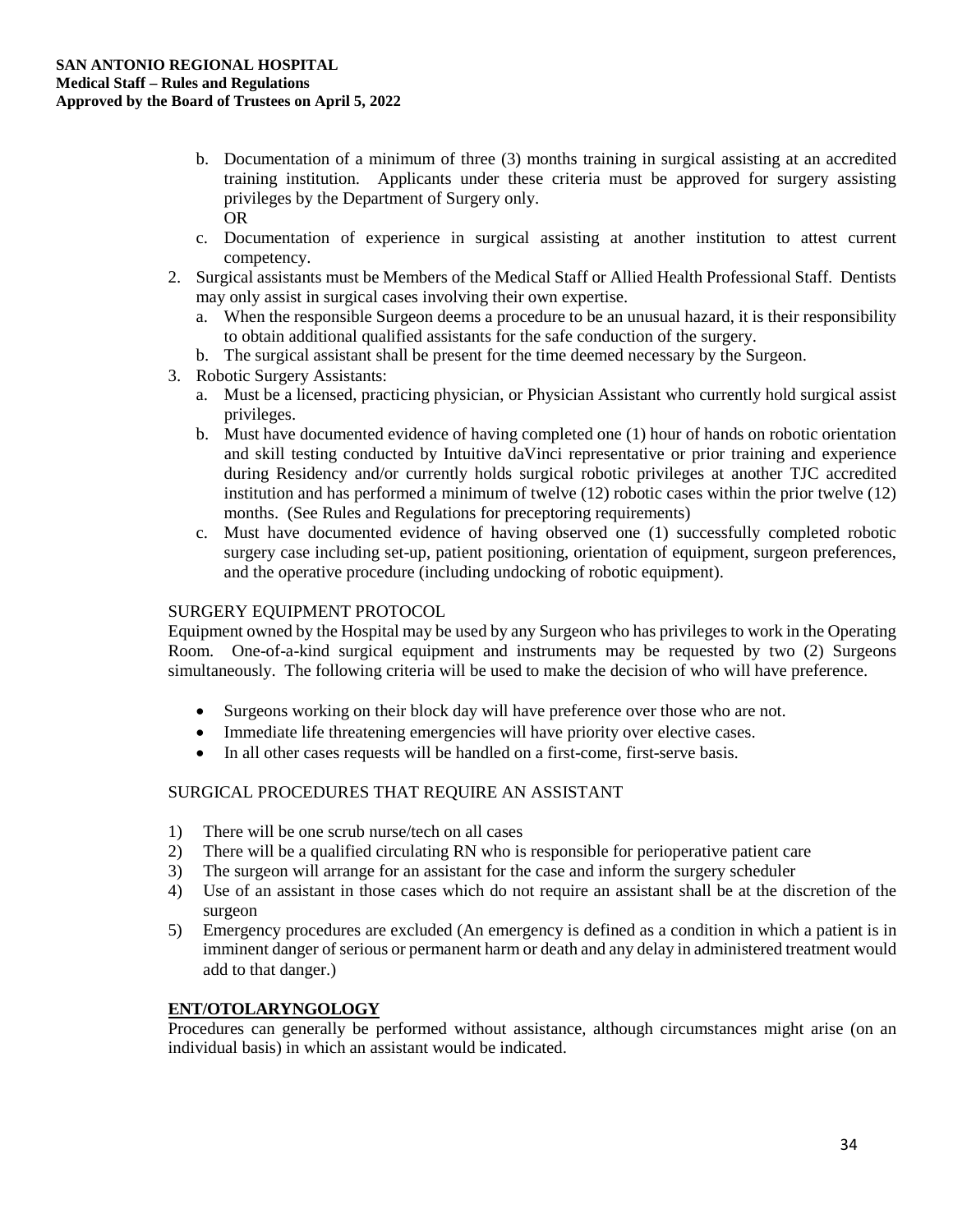b. Documentation of a minimum of three (3) months training in surgical assisting at an accredited training institution. Applicants under these criteria must be approved for surgery assisting privileges by the Department of Surgery only.
      OR
   c. Documentation of experience in surgical assisting at another institution to attest current competency.
2. Surgical assistants must be Members of the Medical Staff or Allied Health Professional Staff. Dentists may only assist in surgical cases involving their own expertise.
   a. When the responsible Surgeon deems a procedure to be an unusual hazard, it is their responsibility to obtain additional qualified assistants for the safe conduction of the surgery.
   b. The surgical assistant shall be present for the time deemed necessary by the Surgeon.
3. Robotic Surgery Assistants:
   a. Must be a licensed, practicing physician, or Physician Assistant who currently hold surgical assist privileges.
   b. Must have documented evidence of having completed one (1) hour of hands on robotic orientation and skill testing conducted by Intuitive daVinci representative or prior training and experience during Residency and/or currently holds surgical robotic privileges at another TJC accredited institution and has performed a minimum of twelve (12) robotic cases within the prior twelve (12) months. (See Rules and Regulations for preceptoring requirements)
   c. Must have documented evidence of having observed one (1) successfully completed robotic surgery case including set-up, patient positioning, orientation of equipment, surgeon preferences, and the operative procedure (including undocking of robotic equipment).

SURGERY EQUIPMENT PROTOCOL

Equipment owned by the Hospital may be used by any Surgeon who has privileges to work in the Operating Room. One-of-a-kind surgical equipment and instruments may be requested by two (2) Surgeons simultaneously. The following criteria will be used to make the decision of who will have preference.

- Surgeons working on their block day will have preference over those who are not.
- Immediate life threatening emergencies will have priority over elective cases.
- In all other cases requests will be handled on a first-come, first-serve basis.

SURGICAL PROCEDURES THAT REQUIRE AN ASSISTANT

1) There will be one scrub nurse/tech on all cases
2) There will be a qualified circulating RN who is responsible for perioperative patient care
3) The surgeon will arrange for an assistant for the case and inform the surgery scheduler
4) Use of an assistant in those cases which do not require an assistant shall be at the discretion of the surgeon
5) Emergency procedures are excluded (An emergency is defined as a condition in which a patient is in imminent danger of serious or permanent harm or death and any delay in administered treatment would add to that danger.)

**ENT/OTOLARYNGOLOGY**

Procedures can generally be performed without assistance, although circumstances might arise (on an individual basis) in which an assistant would be indicated.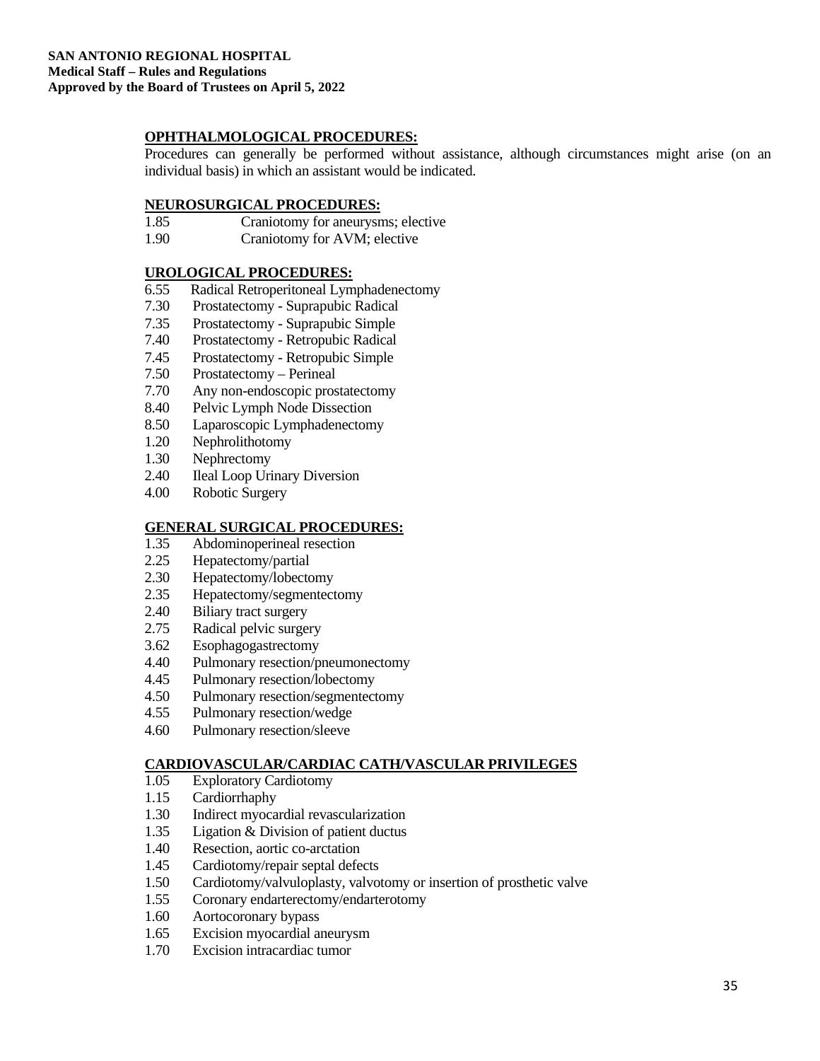**OPHTHALMOLOGICAL PROCEDURES:**

Procedures can generally be performed without assistance, although circumstances might arise (on an individual basis) in which an assistant would be indicated.

**NEUROSURGICAL PROCEDURES:**

1.85 Craniotomy for aneurysms; elective
1.90 Craniotomy for AVM; elective

**UROLOGICAL PROCEDURES:**

6.55 Radical Retroperitoneal Lymphadenectomy
7.30 Prostatectomy - Suprapubic Radical
7.35 Prostatectomy - Suprapubic Simple
7.40 Prostatectomy - Retropubic Radical
7.45 Prostatectomy - Retropubic Simple
7.50 Prostatectomy – Perineal
7.70 Any non-endoscopic prostatectomy
8.40 Pelvic Lymph Node Dissection
8.50 Laparoscopic Lymphadenectomy
1.20 Nephrolithotomy
1.30 Nephrectomy
2.40 Ileal Loop Urinary Diversion
4.00 Robotic Surgery

**GENERAL SURGICAL PROCEDURES:**

1.35 Abdominoperineal resection
2.25 Hepatectomy/partial
2.30 Hepatectomy/lobectomy
2.35 Hepatectomy/segmentectomy
2.40 Biliary tract surgery
2.75 Radical pelvic surgery
3.62 Esophagogastrectomy
4.40 Pulmonary resection/pneumonectomy
4.45 Pulmonary resection/lobectomy
4.50 Pulmonary resection/segmentectomy
4.55 Pulmonary resection/wedge
4.60 Pulmonary resection/sleeve

**CARDIOVASCULAR/CARDIAC CATH/VASCULAR PRIVILEGES**

1.05 Exploratory Cardiotomy
1.15 Cardiorrhaphy
1.30 Indirect myocardial revascularization
1.35 Ligation & Division of patient ductus
1.40 Resection, aortic co-arctation
1.45 Cardiotomy/repair septal defects
1.50 Cardiotomy/valvuloplasty, valvotomy or insertion of prosthetic valve
1.55 Coronary endarterectomy/endarterotomy
1.60 Aortocoronary bypass
1.65 Excision myocardial aneurysm
1.70 Excision intracardiac tumor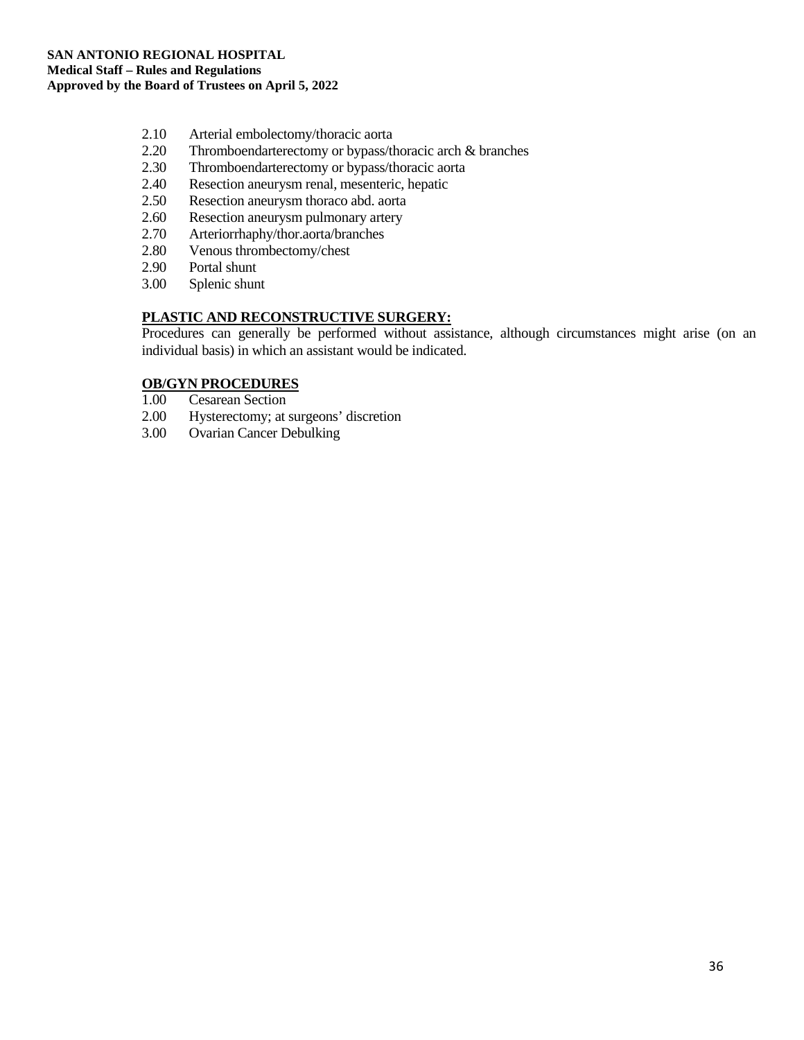2.10 Arterial embolectomy/thoracic aorta
2.20 Thromboendarterectomy or bypass/thoracic arch & branches
2.30 Thromboendarterectomy or bypass/thoracic aorta
2.40 Resection aneurysm renal, mesenteric, hepatic
2.50 Resection aneurysm thoraco abd. aorta
2.60 Resection aneurysm pulmonary artery
2.70 Arteriorrhaphy/thor.aorta/branches
2.80 Venous thrombectomy/chest
2.90 Portal shunt
3.00 Splenic shunt

**PLASTIC AND RECONSTRUCTIVE SURGERY:**

Procedures can generally be performed without assistance, although circumstances might arise (on an individual basis) in which an assistant would be indicated.

**OB/GYN PROCEDURES**

1.00 Cesarean Section
2.00 Hysterectomy; at surgeons' discretion
3.00 Ovarian Cancer Debulking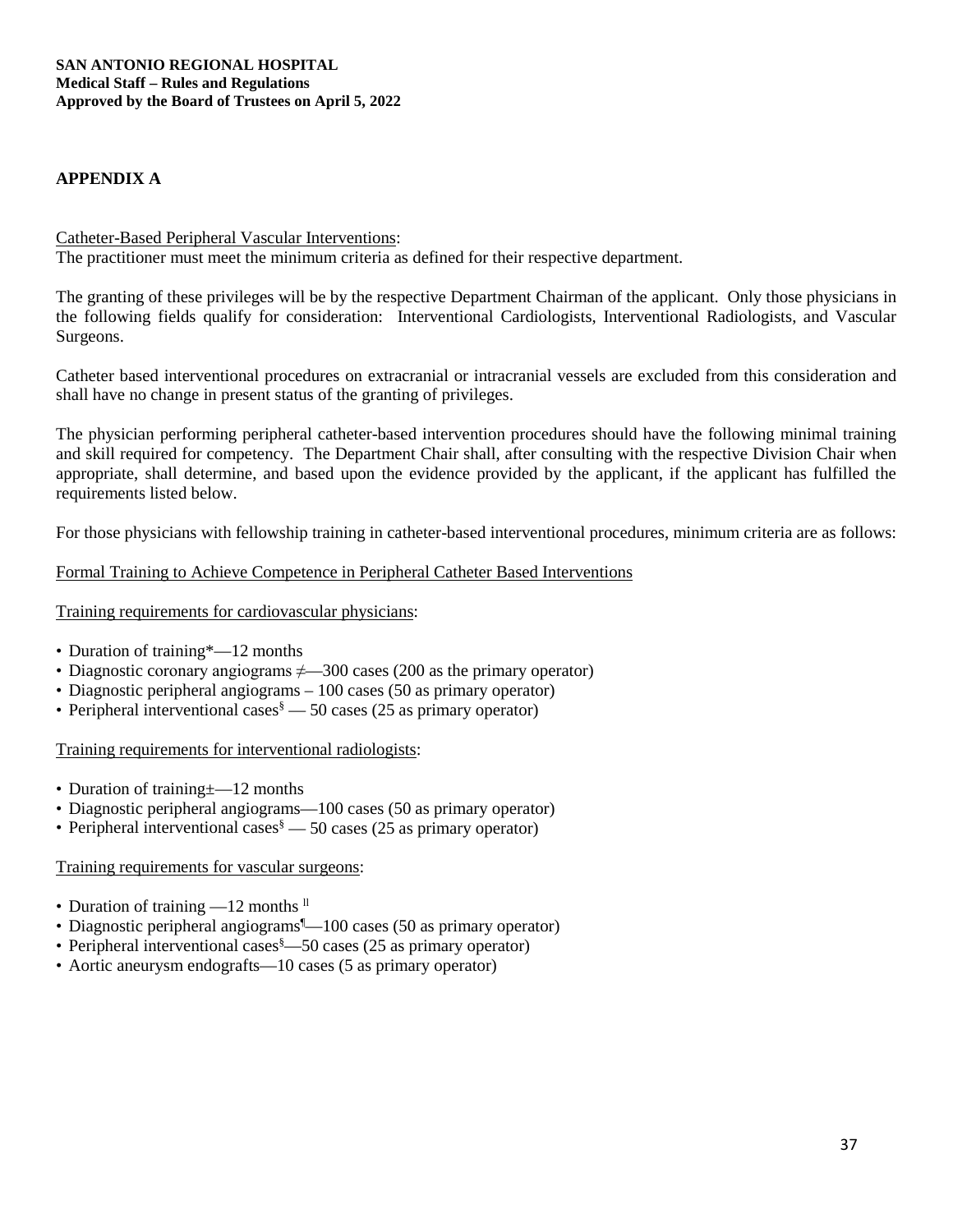**SAN ANTONIO REGIONAL HOSPITAL**
**Medical Staff – Rules and Regulations**
**Approved by the Board of Trustees on April 5, 2022**

## APPENDIX A

Catheter-Based Peripheral Vascular Interventions:
The practitioner must meet the minimum criteria as defined for their respective department.

The granting of these privileges will be by the respective Department Chairman of the applicant. Only those physicians in the following fields qualify for consideration: Interventional Cardiologists, Interventional Radiologists, and Vascular Surgeons.

Catheter based interventional procedures on extracranial or intracranial vessels are excluded from this consideration and shall have no change in present status of the granting of privileges.

The physician performing peripheral catheter-based intervention procedures should have the following minimal training and skill required for competency. The Department Chair shall, after consulting with the respective Division Chair when appropriate, shall determine, and based upon the evidence provided by the applicant, if the applicant has fulfilled the requirements listed below.

For those physicians with fellowship training in catheter-based interventional procedures, minimum criteria are as follows:

Formal Training to Achieve Competence in Peripheral Catheter Based Interventions

Training requirements for cardiovascular physicians:

- Duration of training*—12 months
- Diagnostic coronary angiograms ≠—300 cases (200 as the primary operator)
- Diagnostic peripheral angiograms – 100 cases (50 as primary operator)
- Peripheral interventional cases§ — 50 cases (25 as primary operator)

Training requirements for interventional radiologists:

- Duration of training±—12 months
- Diagnostic peripheral angiograms—100 cases (50 as primary operator)
- Peripheral interventional cases§ — 50 cases (25 as primary operator)

Training requirements for vascular surgeons:

- Duration of training —12 months ll
- Diagnostic peripheral angiograms¶—100 cases (50 as primary operator)
- Peripheral interventional cases§—50 cases (25 as primary operator)
- Aortic aneurysm endografts—10 cases (5 as primary operator)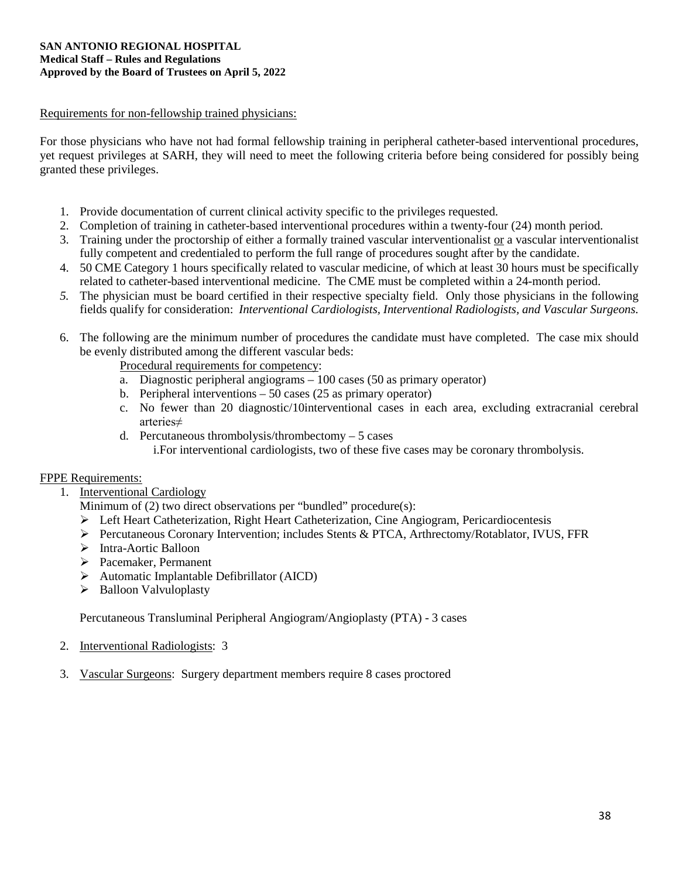Requirements for non-fellowship trained physicians:

For those physicians who have not had formal fellowship training in peripheral catheter-based interventional procedures, yet request privileges at SARH, they will need to meet the following criteria before being considered for possibly being granted these privileges.

1. Provide documentation of current clinical activity specific to the privileges requested.
2. Completion of training in catheter-based interventional procedures within a twenty-four (24) month period.
3. Training under the proctorship of either a formally trained vascular interventionalist or a vascular interventionalist fully competent and credentialed to perform the full range of procedures sought after by the candidate.
4. 50 CME Category 1 hours specifically related to vascular medicine, of which at least 30 hours must be specifically related to catheter-based interventional medicine. The CME must be completed within a 24-month period.
5. The physician must be board certified in their respective specialty field. Only those physicians in the following fields qualify for consideration: *Interventional Cardiologists, Interventional Radiologists, and Vascular Surgeons.*
6. The following are the minimum number of procedures the candidate must have completed. The case mix should be evenly distributed among the different vascular beds:

   Procedural requirements for competency:

   a. Diagnostic peripheral angiograms – 100 cases (50 as primary operator)
   b. Peripheral interventions – 50 cases (25 as primary operator)
   c. No fewer than 20 diagnostic/10interventional cases in each area, excluding extracranial cerebral arteries≠
   d. Percutaneous thrombolysis/thrombectomy – 5 cases
      i. For interventional cardiologists, two of these five cases may be coronary thrombolysis.

FPPE Requirements:

1. Interventional Cardiology

   Minimum of (2) two direct observations per "bundled" procedure(s):

   - Left Heart Catheterization, Right Heart Catheterization, Cine Angiogram, Pericardiocentesis
   - Percutaneous Coronary Intervention; includes Stents & PTCA, Arthrectomy/Rotablator, IVUS, FFR
   - Intra-Aortic Balloon
   - Pacemaker, Permanent
   - Automatic Implantable Defibrillator (AICD)
   - Balloon Valvuloplasty

   Percutaneous Transluminal Peripheral Angiogram/Angioplasty (PTA) - 3 cases

2. Interventional Radiologists: 3

3. Vascular Surgeons: Surgery department members require 8 cases proctored